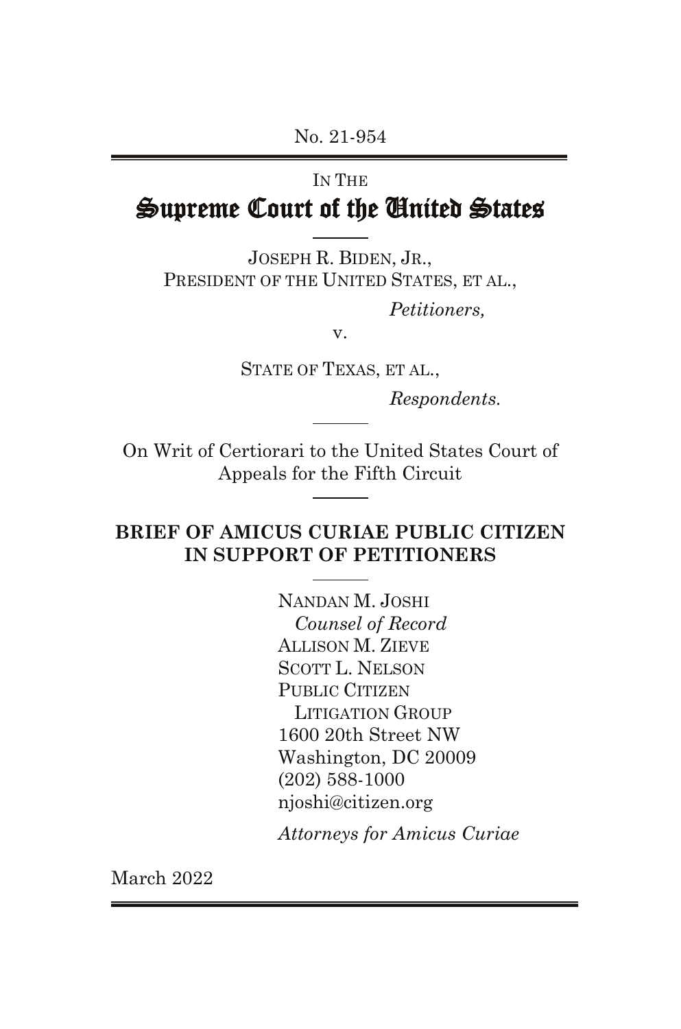No. 21-954

IN THE

# Supreme Court of the United States

JOSEPH R. BIDEN, JR.,
PRESIDENT OF THE UNITED STATES, ET AL.,

*Petitioners,*

v.

STATE OF TEXAS, ET AL.,

*Respondents.*

On Writ of Certiorari to the United States Court of Appeals for the Fifth Circuit

**BRIEF OF AMICUS CURIAE PUBLIC CITIZEN IN SUPPORT OF PETITIONERS**

NANDAN M. JOSHI
*Counsel of Record*
ALLISON M. ZIEVE
SCOTT L. NELSON
PUBLIC CITIZEN
LITIGATION GROUP
1600 20th Street NW
Washington, DC 20009
(202) 588-1000
njoshi@citizen.org

*Attorneys for Amicus Curiae*

March 2022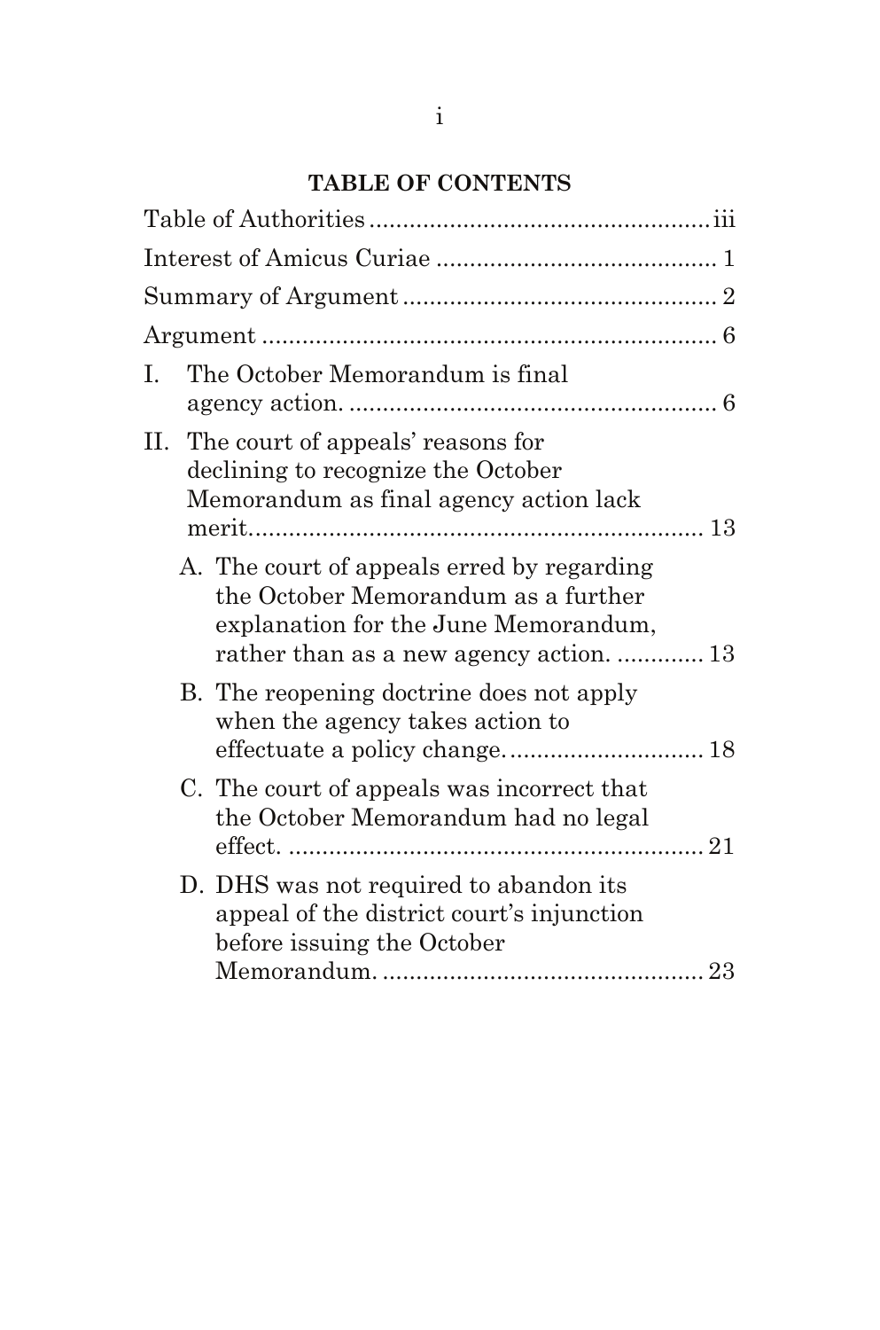**TABLE OF CONTENTS**

Table of Authorities .................................................. iii

Interest of Amicus Curiae .......................................... 1

Summary of Argument ............................................... 2

Argument ................................................................... 6

I. The October Memorandum is final agency action. ....................................................... 6

II. The court of appeals' reasons for declining to recognize the October Memorandum as final agency action lack merit..................................................................... 13

   A. The court of appeals erred by regarding the October Memorandum as a further explanation for the June Memorandum, rather than as a new agency action. ............. 13

   B. The reopening doctrine does not apply when the agency takes action to effectuate a policy change.............................. 18

   C. The court of appeals was incorrect that the October Memorandum had no legal effect. .............................................................. 21

   D. DHS was not required to abandon its appeal of the district court's injunction before issuing the October Memorandum. ................................................ 23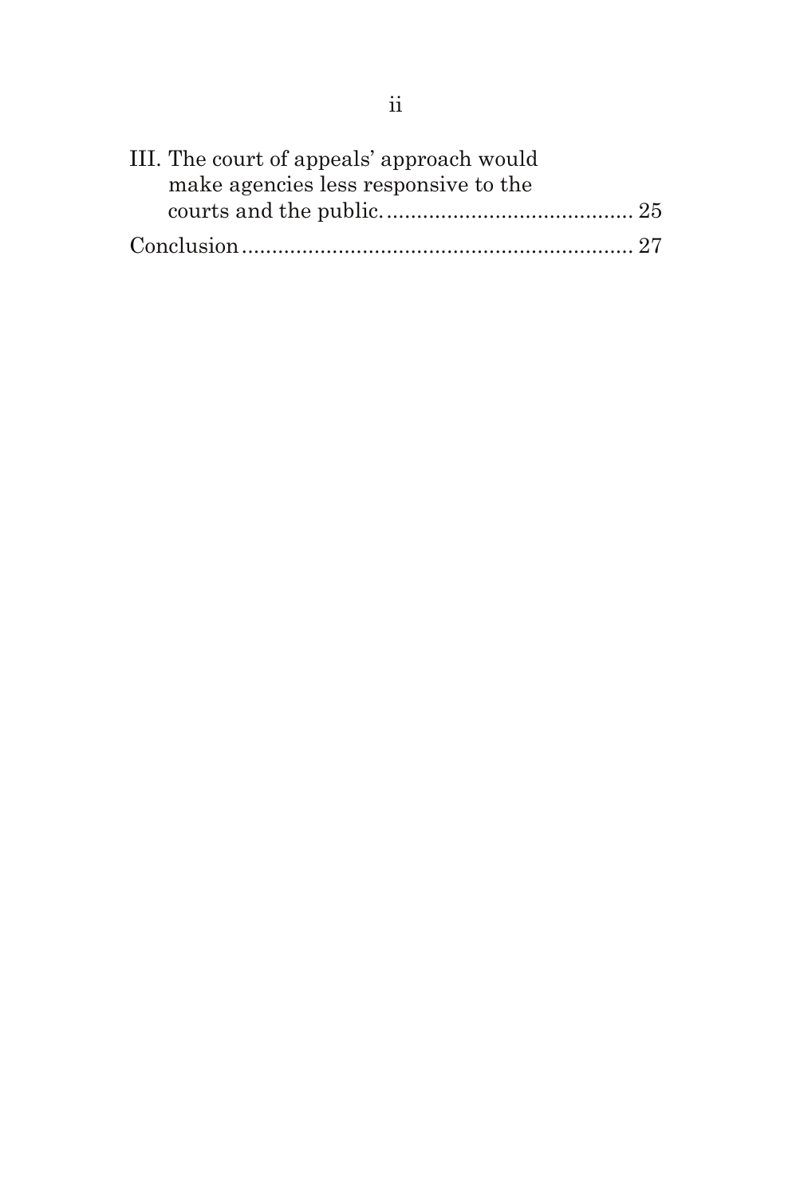III. The court of appeals' approach would make agencies less responsive to the courts and the public. .......................................... 25

Conclusion ................................................................. 27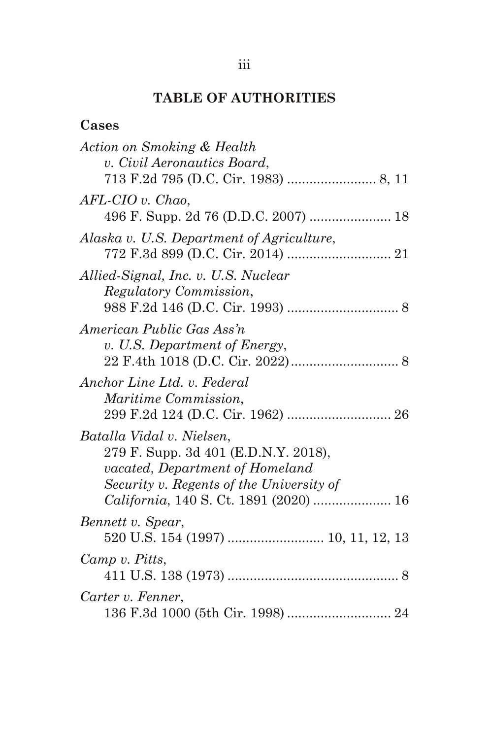# TABLE OF AUTHORITIES

## Cases

*Action on Smoking & Health v. Civil Aeronautics Board*, 713 F.2d 795 (D.C. Cir. 1983) ........................ 8, 11

*AFL-CIO v. Chao*, 496 F. Supp. 2d 76 (D.D.C. 2007) ...................... 18

*Alaska v. U.S. Department of Agriculture*, 772 F.3d 899 (D.C. Cir. 2014) ............................ 21

*Allied-Signal, Inc. v. U.S. Nuclear Regulatory Commission*, 988 F.2d 146 (D.C. Cir. 1993) .............................. 8

*American Public Gas Ass'n v. U.S. Department of Energy*, 22 F.4th 1018 (D.C. Cir. 2022)............................. 8

*Anchor Line Ltd. v. Federal Maritime Commission*, 299 F.2d 124 (D.C. Cir. 1962) ............................ 26

*Batalla Vidal v. Nielsen*, 279 F. Supp. 3d 401 (E.D.N.Y. 2018), *vacated*, *Department of Homeland Security v. Regents of the University of California*, 140 S. Ct. 1891 (2020) ..................... 16

*Bennett v. Spear*, 520 U.S. 154 (1997) ......................... 10, 11, 12, 13

*Camp v. Pitts*, 411 U.S. 138 (1973) .............................................. 8

*Carter v. Fenner*, 136 F.3d 1000 (5th Cir. 1998) ............................ 24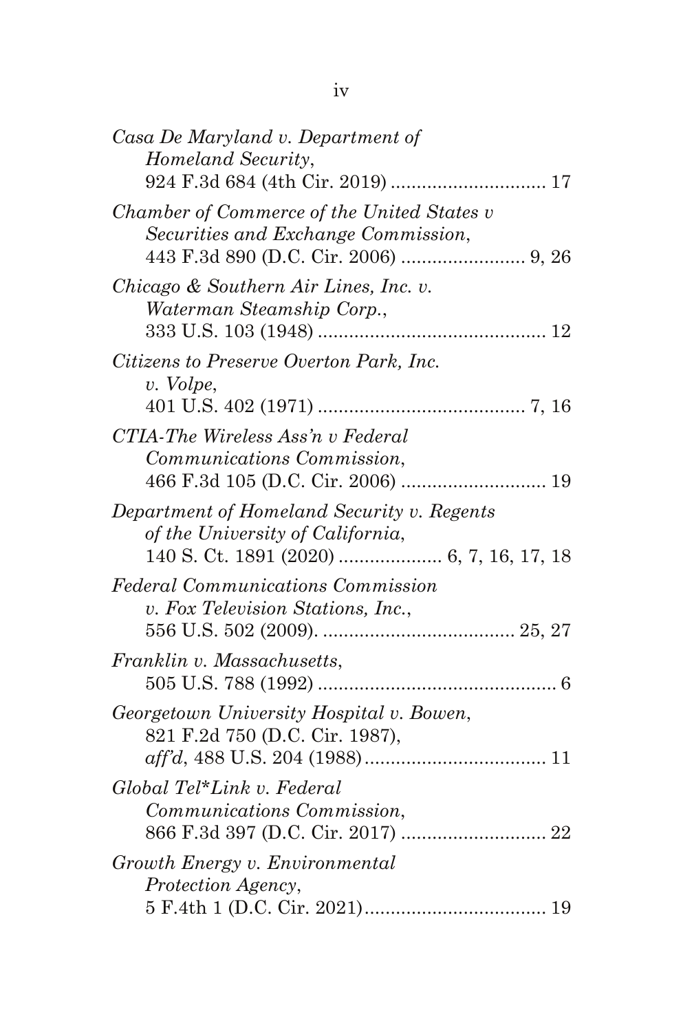*Casa De Maryland v. Department of Homeland Security*, 924 F.3d 684 (4th Cir. 2019) .............................. 17

*Chamber of Commerce of the United States v Securities and Exchange Commission*, 443 F.3d 890 (D.C. Cir. 2006) ........................ 9, 26

*Chicago & Southern Air Lines, Inc. v. Waterman Steamship Corp.*, 333 U.S. 103 (1948) ............................................ 12

*Citizens to Preserve Overton Park, Inc. v. Volpe*, 401 U.S. 402 (1971) ........................................ 7, 16

*CTIA-The Wireless Ass'n v Federal Communications Commission*, 466 F.3d 105 (D.C. Cir. 2006) ............................ 19

*Department of Homeland Security v. Regents of the University of California*, 140 S. Ct. 1891 (2020) .................... 6, 7, 16, 17, 18

*Federal Communications Commission v. Fox Television Stations, Inc.*, 556 U.S. 502 (2009). ..................................... 25, 27

*Franklin v. Massachusetts*, 505 U.S. 788 (1992) .............................................. 6

*Georgetown University Hospital v. Bowen*, 821 F.2d 750 (D.C. Cir. 1987), *aff'd*, 488 U.S. 204 (1988).................................. 11

*Global Tel*Link v. Federal Communications Commission*, 866 F.3d 397 (D.C. Cir. 2017) ............................ 22

*Growth Energy v. Environmental Protection Agency*, 5 F.4th 1 (D.C. Cir. 2021).................................. 19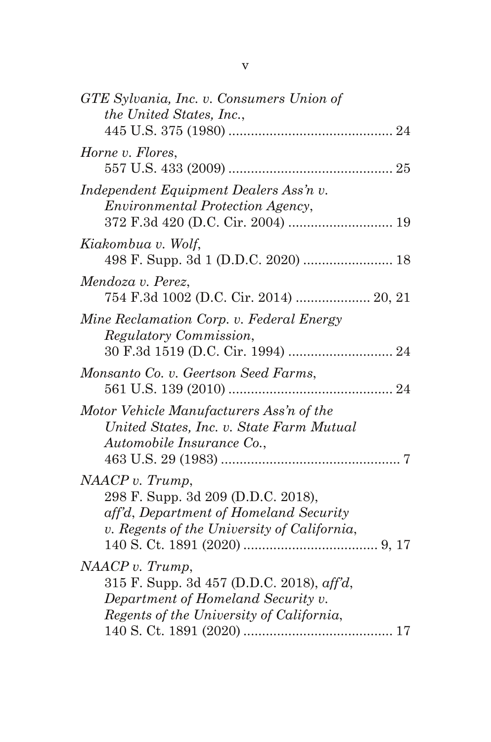*GTE Sylvania, Inc. v. Consumers Union of the United States, Inc.*,
445 U.S. 375 (1980) ............................................ 24

*Horne v. Flores*,
557 U.S. 433 (2009) ............................................ 25

*Independent Equipment Dealers Ass'n v. Environmental Protection Agency*,
372 F.3d 420 (D.C. Cir. 2004) ............................ 19

*Kiakombua v. Wolf*,
498 F. Supp. 3d 1 (D.D.C. 2020) ........................ 18

*Mendoza v. Perez*,
754 F.3d 1002 (D.C. Cir. 2014) .................... 20, 21

*Mine Reclamation Corp. v. Federal Energy Regulatory Commission*,
30 F.3d 1519 (D.C. Cir. 1994) ............................ 24

*Monsanto Co. v. Geertson Seed Farms*,
561 U.S. 139 (2010) ............................................ 24

*Motor Vehicle Manufacturers Ass'n of the United States, Inc. v. State Farm Mutual Automobile Insurance Co.*,
463 U.S. 29 (1983) ................................................ 7

*NAACP v. Trump*,
298 F. Supp. 3d 209 (D.D.C. 2018),
*aff'd*, *Department of Homeland Security v. Regents of the University of California*,
140 S. Ct. 1891 (2020) .................................... 9, 17

*NAACP v. Trump*,
315 F. Supp. 3d 457 (D.D.C. 2018), *aff'd*,
*Department of Homeland Security v. Regents of the University of California*,
140 S. Ct. 1891 (2020) ........................................ 17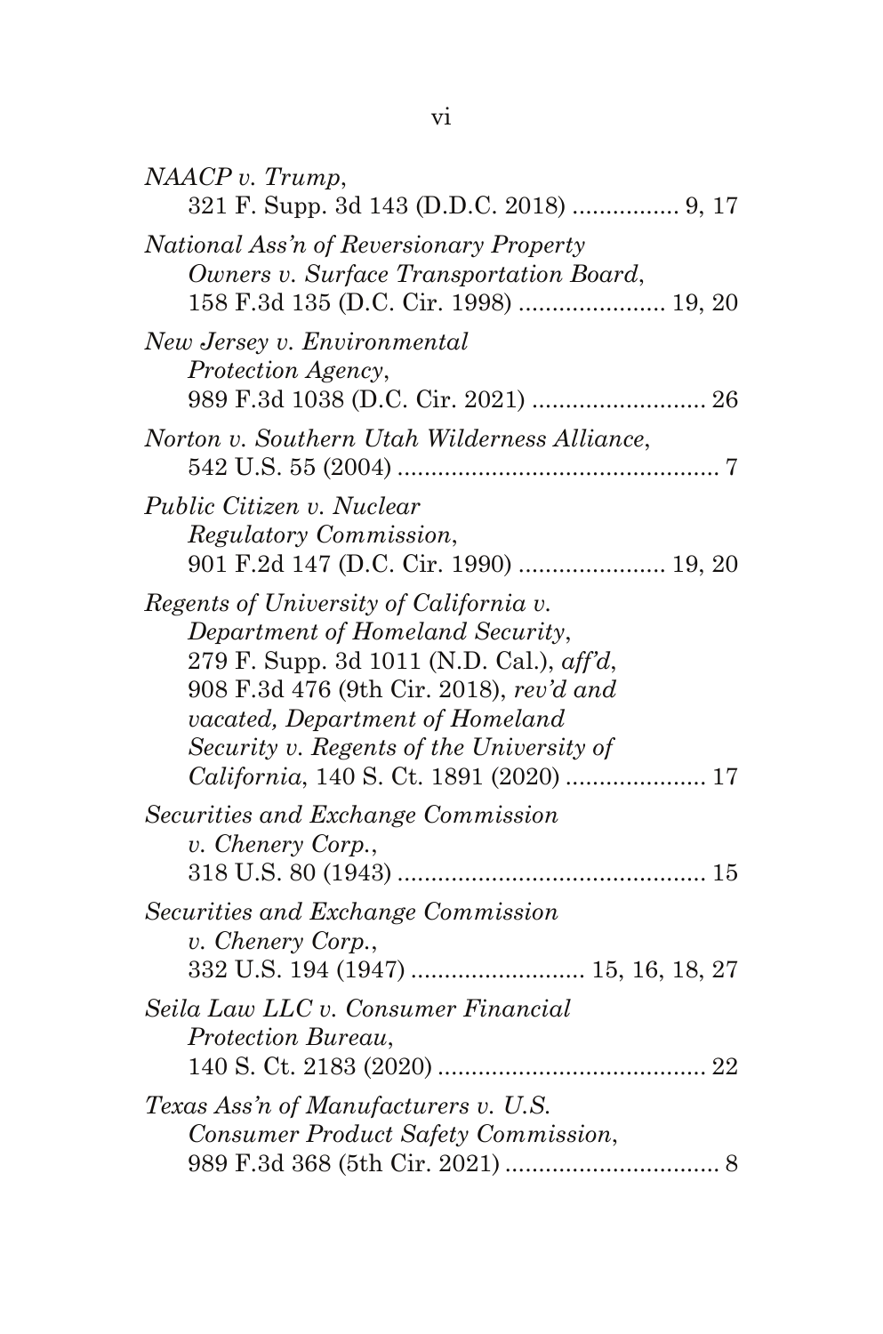*NAACP v. Trump*,
321 F. Supp. 3d 143 (D.D.C. 2018) ................ 9, 17

*National Ass'n of Reversionary Property Owners v. Surface Transportation Board*,
158 F.3d 135 (D.C. Cir. 1998) ...................... 19, 20

*New Jersey v. Environmental Protection Agency*,
989 F.3d 1038 (D.C. Cir. 2021) .......................... 26

*Norton v. Southern Utah Wilderness Alliance*,
542 U.S. 55 (2004) ................................................ 7

*Public Citizen v. Nuclear Regulatory Commission*,
901 F.2d 147 (D.C. Cir. 1990) ...................... 19, 20

*Regents of University of California v. Department of Homeland Security*,
279 F. Supp. 3d 1011 (N.D. Cal.), *aff'd*,
908 F.3d 476 (9th Cir. 2018), *rev'd and vacated*, *Department of Homeland Security v. Regents of the University of California*, 140 S. Ct. 1891 (2020) ..................... 17

*Securities and Exchange Commission v. Chenery Corp.*,
318 U.S. 80 (1943) .............................................. 15

*Securities and Exchange Commission v. Chenery Corp.*,
332 U.S. 194 (1947) ......................... 15, 16, 18, 27

*Seila Law LLC v. Consumer Financial Protection Bureau*,
140 S. Ct. 2183 (2020) ........................................ 22

*Texas Ass'n of Manufacturers v. U.S. Consumer Product Safety Commission*,
989 F.3d 368 (5th Cir. 2021) ................................ 8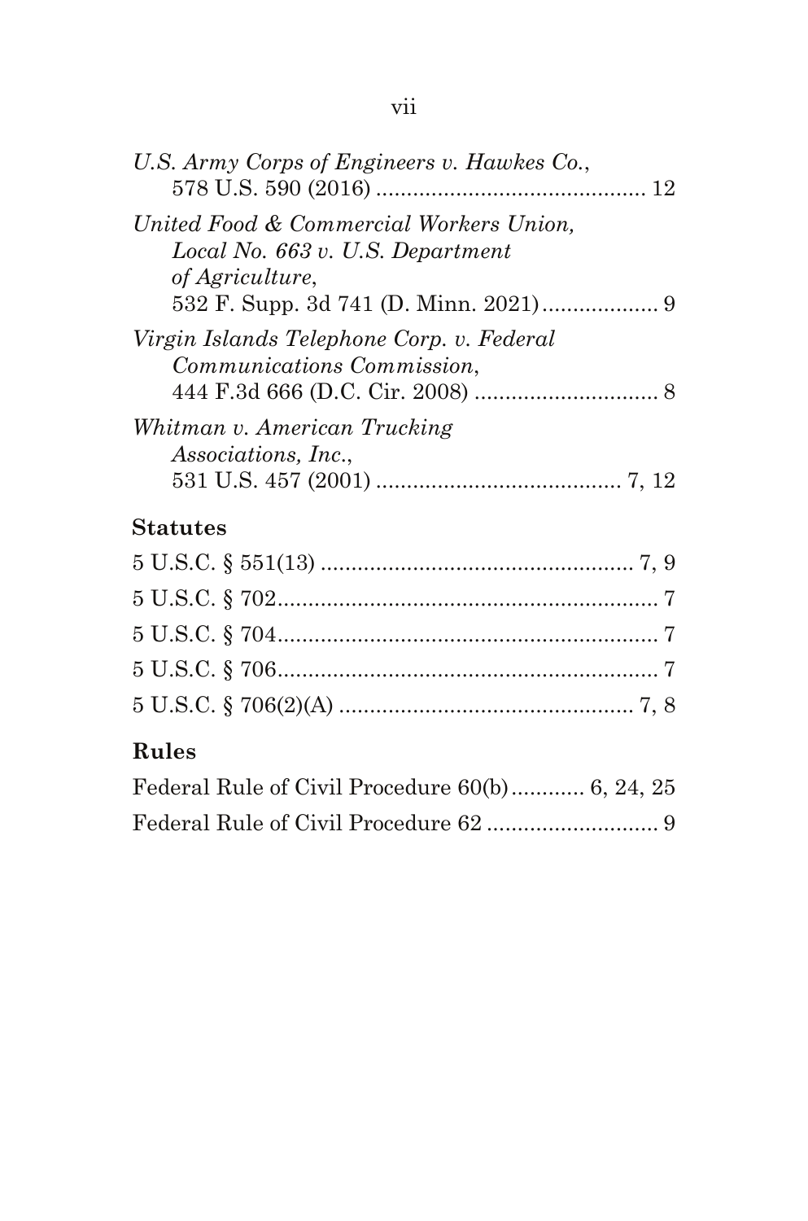*U.S. Army Corps of Engineers v. Hawkes Co.*,
578 U.S. 590 (2016) ............................................ 12

*United Food & Commercial Workers Union, Local No. 663 v. U.S. Department of Agriculture*,
532 F. Supp. 3d 741 (D. Minn. 2021)................... 9

*Virgin Islands Telephone Corp. v. Federal Communications Commission*,
444 F.3d 666 (D.C. Cir. 2008) .............................. 8

*Whitman v. American Trucking Associations, Inc.*,
531 U.S. 457 (2001) ........................................ 7, 12

**Statutes**

5 U.S.C. § 551(13) .................................................... 7, 9

5 U.S.C. § 702............................................................... 7

5 U.S.C. § 704............................................................... 7

5 U.S.C. § 706............................................................... 7

5 U.S.C. § 706(2)(A) ................................................. 7, 8

**Rules**

Federal Rule of Civil Procedure 60(b)............ 6, 24, 25

Federal Rule of Civil Procedure 62 ............................ 9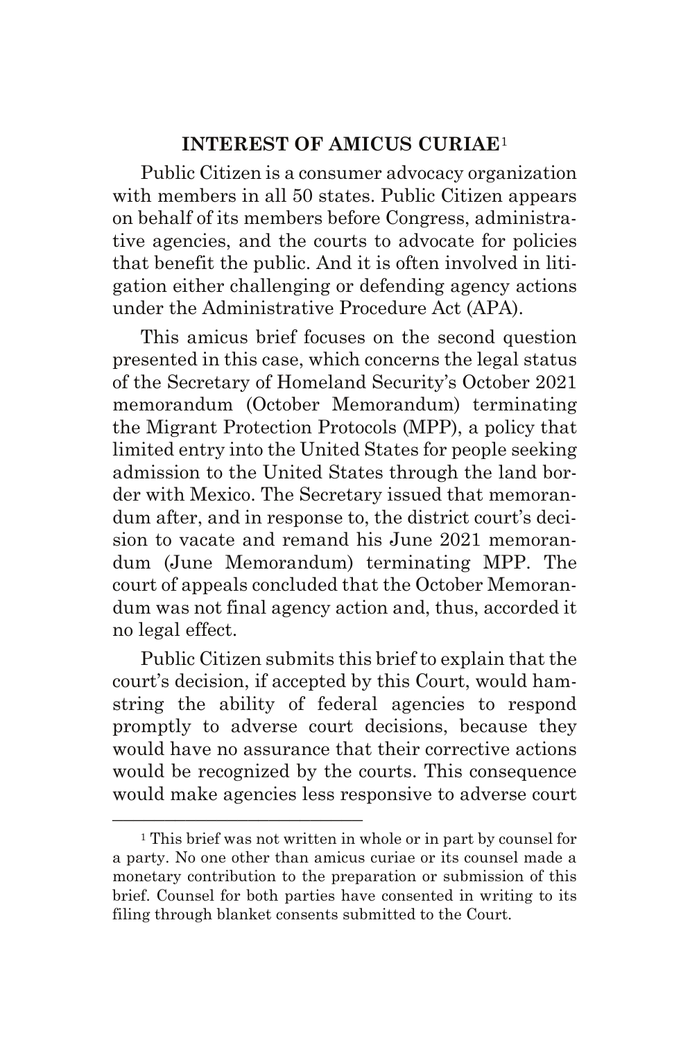## INTEREST OF AMICUS CURIAE[1]

Public Citizen is a consumer advocacy organization with members in all 50 states. Public Citizen appears on behalf of its members before Congress, administrative agencies, and the courts to advocate for policies that benefit the public. And it is often involved in litigation either challenging or defending agency actions under the Administrative Procedure Act (APA).

This amicus brief focuses on the second question presented in this case, which concerns the legal status of the Secretary of Homeland Security's October 2021 memorandum (October Memorandum) terminating the Migrant Protection Protocols (MPP), a policy that limited entry into the United States for people seeking admission to the United States through the land border with Mexico. The Secretary issued that memorandum after, and in response to, the district court's decision to vacate and remand his June 2021 memorandum (June Memorandum) terminating MPP. The court of appeals concluded that the October Memorandum was not final agency action and, thus, accorded it no legal effect.

Public Citizen submits this brief to explain that the court's decision, if accepted by this Court, would hamstring the ability of federal agencies to respond promptly to adverse court decisions, because they would have no assurance that their corrective actions would be recognized by the courts. This consequence would make agencies less responsive to adverse court

---

[1] This brief was not written in whole or in part by counsel for a party. No one other than amicus curiae or its counsel made a monetary contribution to the preparation or submission of this brief. Counsel for both parties have consented in writing to its filing through blanket consents submitted to the Court.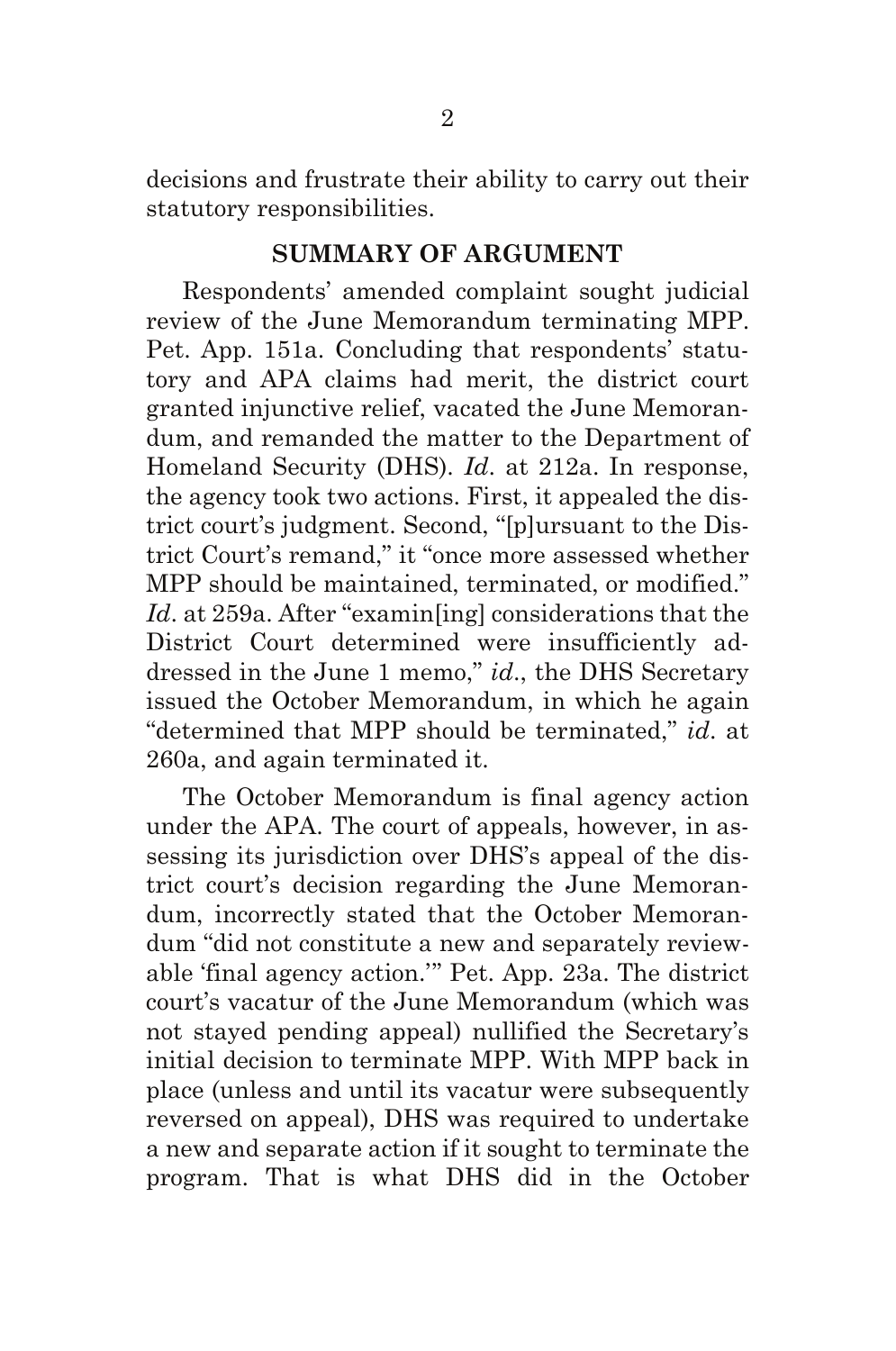decisions and frustrate their ability to carry out their statutory responsibilities.

## SUMMARY OF ARGUMENT

Respondents' amended complaint sought judicial review of the June Memorandum terminating MPP. Pet. App. 151a. Concluding that respondents' statutory and APA claims had merit, the district court granted injunctive relief, vacated the June Memorandum, and remanded the matter to the Department of Homeland Security (DHS). *Id*. at 212a. In response, the agency took two actions. First, it appealed the district court's judgment. Second, "[p]ursuant to the District Court's remand," it "once more assessed whether MPP should be maintained, terminated, or modified." *Id*. at 259a. After "examin[ing] considerations that the District Court determined were insufficiently addressed in the June 1 memo," *id*., the DHS Secretary issued the October Memorandum, in which he again "determined that MPP should be terminated," *id*. at 260a, and again terminated it.

The October Memorandum is final agency action under the APA. The court of appeals, however, in assessing its jurisdiction over DHS's appeal of the district court's decision regarding the June Memorandum, incorrectly stated that the October Memorandum "did not constitute a new and separately reviewable 'final agency action.'" Pet. App. 23a. The district court's vacatur of the June Memorandum (which was not stayed pending appeal) nullified the Secretary's initial decision to terminate MPP. With MPP back in place (unless and until its vacatur were subsequently reversed on appeal), DHS was required to undertake a new and separate action if it sought to terminate the program. That is what DHS did in the October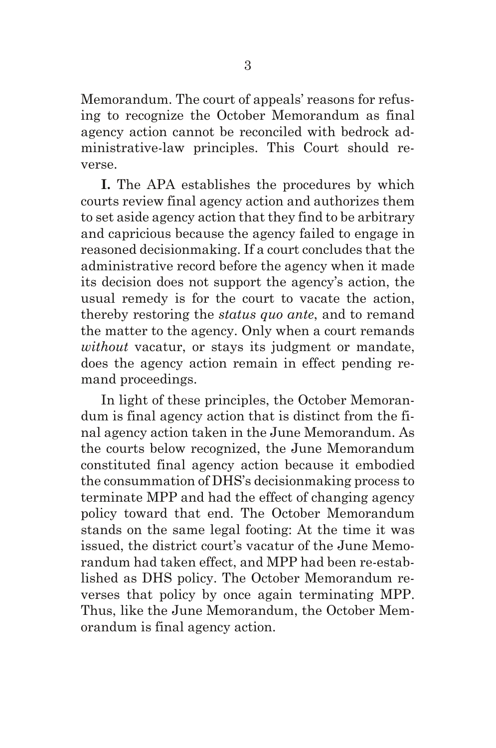Memorandum. The court of appeals' reasons for refusing to recognize the October Memorandum as final agency action cannot be reconciled with bedrock administrative-law principles. This Court should reverse.

**I.** The APA establishes the procedures by which courts review final agency action and authorizes them to set aside agency action that they find to be arbitrary and capricious because the agency failed to engage in reasoned decisionmaking. If a court concludes that the administrative record before the agency when it made its decision does not support the agency's action, the usual remedy is for the court to vacate the action, thereby restoring the *status quo ante*, and to remand the matter to the agency. Only when a court remands *without* vacatur, or stays its judgment or mandate, does the agency action remain in effect pending remand proceedings.

In light of these principles, the October Memorandum is final agency action that is distinct from the final agency action taken in the June Memorandum. As the courts below recognized, the June Memorandum constituted final agency action because it embodied the consummation of DHS's decisionmaking process to terminate MPP and had the effect of changing agency policy toward that end. The October Memorandum stands on the same legal footing: At the time it was issued, the district court's vacatur of the June Memorandum had taken effect, and MPP had been re-established as DHS policy. The October Memorandum reverses that policy by once again terminating MPP. Thus, like the June Memorandum, the October Memorandum is final agency action.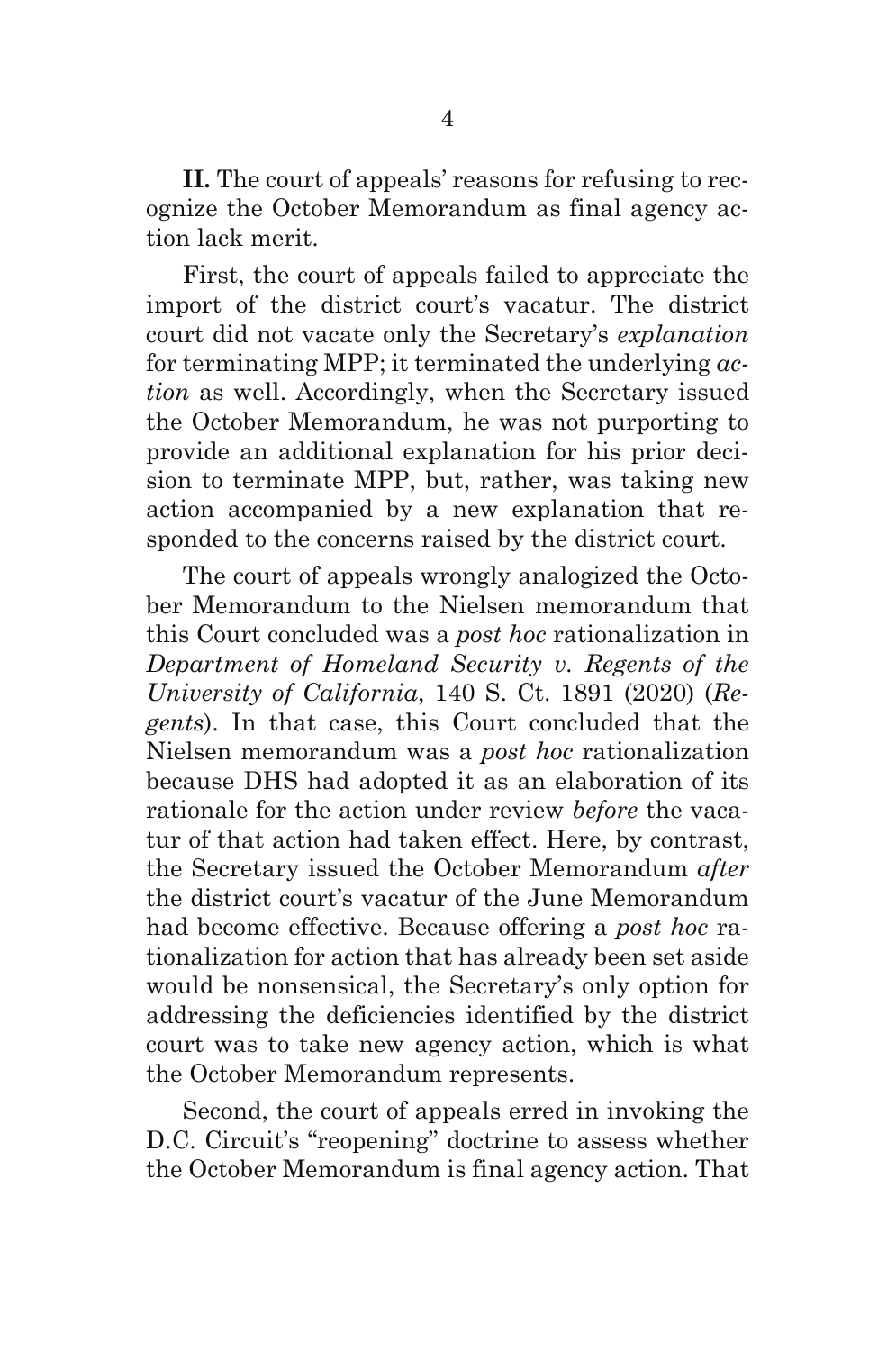**II.** The court of appeals' reasons for refusing to recognize the October Memorandum as final agency action lack merit.

First, the court of appeals failed to appreciate the import of the district court's vacatur. The district court did not vacate only the Secretary's *explanation* for terminating MPP; it terminated the underlying *action* as well. Accordingly, when the Secretary issued the October Memorandum, he was not purporting to provide an additional explanation for his prior decision to terminate MPP, but, rather, was taking new action accompanied by a new explanation that responded to the concerns raised by the district court.

The court of appeals wrongly analogized the October Memorandum to the Nielsen memorandum that this Court concluded was a *post hoc* rationalization in *Department of Homeland Security v. Regents of the University of California*, 140 S. Ct. 1891 (2020) (*Regents*). In that case, this Court concluded that the Nielsen memorandum was a *post hoc* rationalization because DHS had adopted it as an elaboration of its rationale for the action under review *before* the vacatur of that action had taken effect. Here, by contrast, the Secretary issued the October Memorandum *after* the district court's vacatur of the June Memorandum had become effective. Because offering a *post hoc* rationalization for action that has already been set aside would be nonsensical, the Secretary's only option for addressing the deficiencies identified by the district court was to take new agency action, which is what the October Memorandum represents.

Second, the court of appeals erred in invoking the D.C. Circuit's "reopening" doctrine to assess whether the October Memorandum is final agency action. That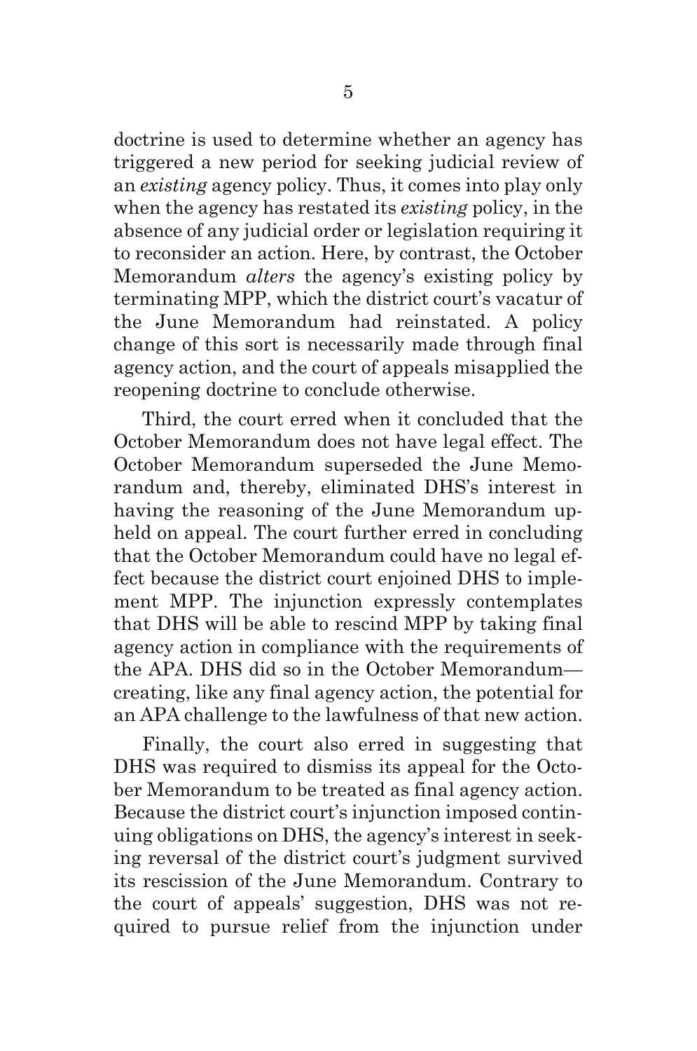doctrine is used to determine whether an agency has triggered a new period for seeking judicial review of an *existing* agency policy. Thus, it comes into play only when the agency has restated its *existing* policy, in the absence of any judicial order or legislation requiring it to reconsider an action. Here, by contrast, the October Memorandum *alters* the agency's existing policy by terminating MPP, which the district court's vacatur of the June Memorandum had reinstated. A policy change of this sort is necessarily made through final agency action, and the court of appeals misapplied the reopening doctrine to conclude otherwise.

Third, the court erred when it concluded that the October Memorandum does not have legal effect. The October Memorandum superseded the June Memorandum and, thereby, eliminated DHS's interest in having the reasoning of the June Memorandum upheld on appeal. The court further erred in concluding that the October Memorandum could have no legal effect because the district court enjoined DHS to implement MPP. The injunction expressly contemplates that DHS will be able to rescind MPP by taking final agency action in compliance with the requirements of the APA. DHS did so in the October Memorandum—creating, like any final agency action, the potential for an APA challenge to the lawfulness of that new action.

Finally, the court also erred in suggesting that DHS was required to dismiss its appeal for the October Memorandum to be treated as final agency action. Because the district court's injunction imposed continuing obligations on DHS, the agency's interest in seeking reversal of the district court's judgment survived its rescission of the June Memorandum. Contrary to the court of appeals' suggestion, DHS was not required to pursue relief from the injunction under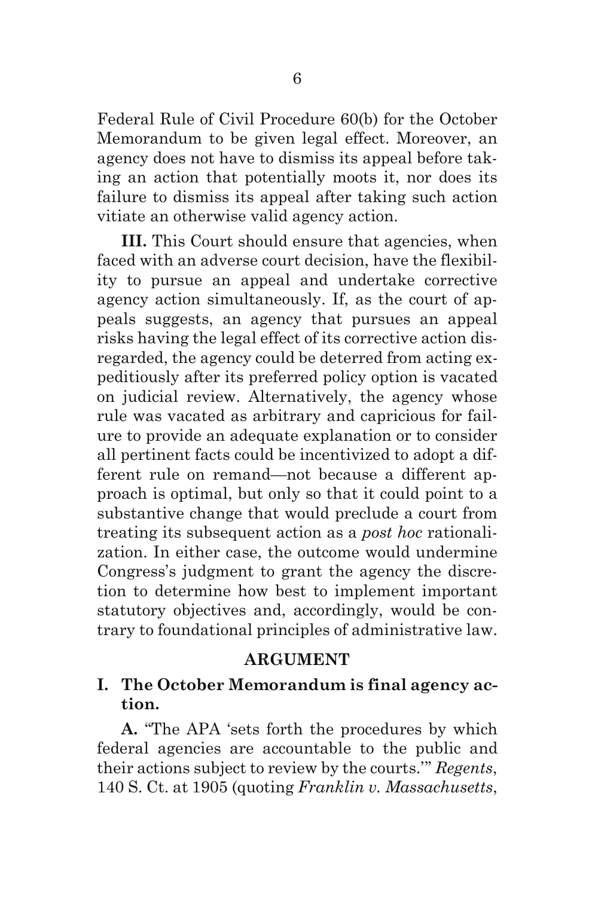Federal Rule of Civil Procedure 60(b) for the October Memorandum to be given legal effect. Moreover, an agency does not have to dismiss its appeal before taking an action that potentially moots it, nor does its failure to dismiss its appeal after taking such action vitiate an otherwise valid agency action.

**III.** This Court should ensure that agencies, when faced with an adverse court decision, have the flexibility to pursue an appeal and undertake corrective agency action simultaneously. If, as the court of appeals suggests, an agency that pursues an appeal risks having the legal effect of its corrective action disregarded, the agency could be deterred from acting expeditiously after its preferred policy option is vacated on judicial review. Alternatively, the agency whose rule was vacated as arbitrary and capricious for failure to provide an adequate explanation or to consider all pertinent facts could be incentivized to adopt a different rule on remand—not because a different approach is optimal, but only so that it could point to a substantive change that would preclude a court from treating its subsequent action as a *post hoc* rationalization. In either case, the outcome would undermine Congress's judgment to grant the agency the discretion to determine how best to implement important statutory objectives and, accordingly, would be contrary to foundational principles of administrative law.

## ARGUMENT

### I. The October Memorandum is final agency action.

**A.** "The APA 'sets forth the procedures by which federal agencies are accountable to the public and their actions subject to review by the courts.'" *Regents*, 140 S. Ct. at 1905 (quoting *Franklin v. Massachusetts*,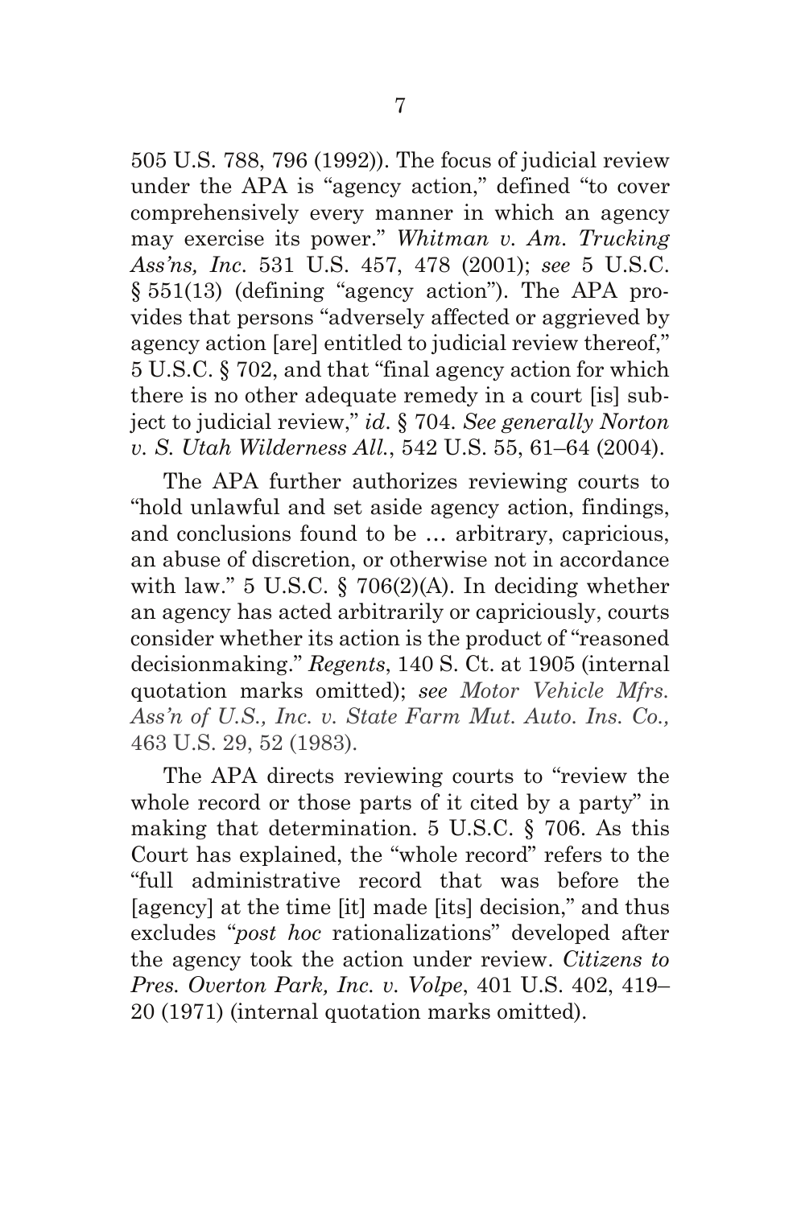505 U.S. 788, 796 (1992)). The focus of judicial review under the APA is "agency action," defined "to cover comprehensively every manner in which an agency may exercise its power." *Whitman v. Am. Trucking Ass'ns, Inc.* 531 U.S. 457, 478 (2001); *see* 5 U.S.C. § 551(13) (defining "agency action"). The APA provides that persons "adversely affected or aggrieved by agency action [are] entitled to judicial review thereof," 5 U.S.C. § 702, and that "final agency action for which there is no other adequate remedy in a court [is] subject to judicial review," *id.* § 704. *See generally Norton v. S. Utah Wilderness All.*, 542 U.S. 55, 61–64 (2004).

The APA further authorizes reviewing courts to "hold unlawful and set aside agency action, findings, and conclusions found to be … arbitrary, capricious, an abuse of discretion, or otherwise not in accordance with law." 5 U.S.C. § 706(2)(A). In deciding whether an agency has acted arbitrarily or capriciously, courts consider whether its action is the product of "reasoned decisionmaking." *Regents*, 140 S. Ct. at 1905 (internal quotation marks omitted); *see Motor Vehicle Mfrs. Ass'n of U.S., Inc. v. State Farm Mut. Auto. Ins. Co.,* 463 U.S. 29, 52 (1983).

The APA directs reviewing courts to "review the whole record or those parts of it cited by a party" in making that determination. 5 U.S.C. § 706. As this Court has explained, the "whole record" refers to the "full administrative record that was before the [agency] at the time [it] made [its] decision," and thus excludes "*post hoc* rationalizations" developed after the agency took the action under review. *Citizens to Pres. Overton Park, Inc. v. Volpe*, 401 U.S. 402, 419–20 (1971) (internal quotation marks omitted).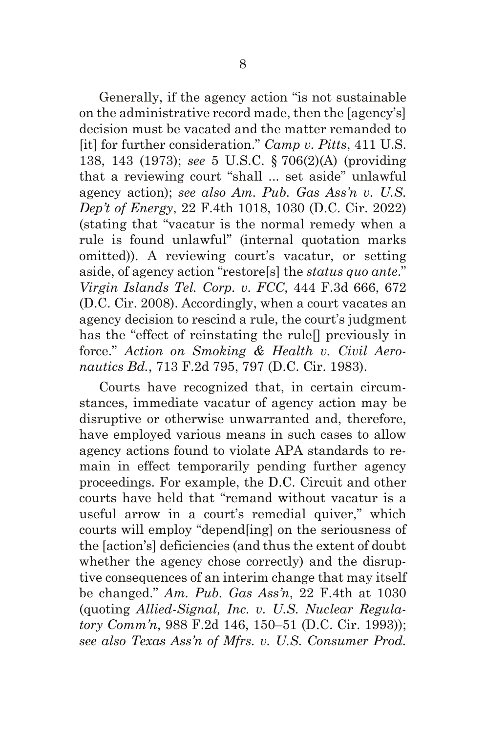Generally, if the agency action "is not sustainable on the administrative record made, then the [agency's] decision must be vacated and the matter remanded to [it] for further consideration." *Camp v. Pitts*, 411 U.S. 138, 143 (1973); *see* 5 U.S.C. § 706(2)(A) (providing that a reviewing court "shall ... set aside" unlawful agency action); *see also Am. Pub. Gas Ass'n v. U.S. Dep't of Energy*, 22 F.4th 1018, 1030 (D.C. Cir. 2022) (stating that "vacatur is the normal remedy when a rule is found unlawful" (internal quotation marks omitted)). A reviewing court's vacatur, or setting aside, of agency action "restore[s] the *status quo ante*." *Virgin Islands Tel. Corp. v. FCC*, 444 F.3d 666, 672 (D.C. Cir. 2008). Accordingly, when a court vacates an agency decision to rescind a rule, the court's judgment has the "effect of reinstating the rule[] previously in force." *Action on Smoking & Health v. Civil Aeronautics Bd.*, 713 F.2d 795, 797 (D.C. Cir. 1983).

Courts have recognized that, in certain circumstances, immediate vacatur of agency action may be disruptive or otherwise unwarranted and, therefore, have employed various means in such cases to allow agency actions found to violate APA standards to remain in effect temporarily pending further agency proceedings. For example, the D.C. Circuit and other courts have held that "remand without vacatur is a useful arrow in a court's remedial quiver," which courts will employ "depend[ing] on the seriousness of the [action's] deficiencies (and thus the extent of doubt whether the agency chose correctly) and the disruptive consequences of an interim change that may itself be changed." *Am. Pub. Gas Ass'n*, 22 F.4th at 1030 (quoting *Allied-Signal, Inc. v. U.S. Nuclear Regulatory Comm'n*, 988 F.2d 146, 150–51 (D.C. Cir. 1993)); *see also Texas Ass'n of Mfrs. v. U.S. Consumer Prod.*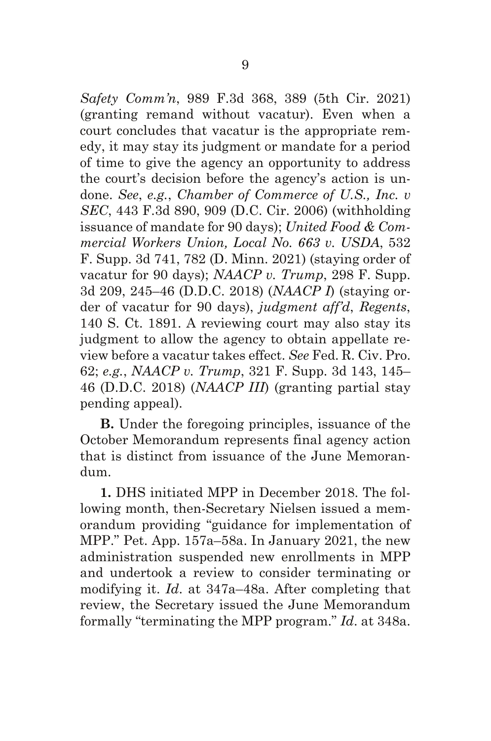*Safety Comm'n*, 989 F.3d 368, 389 (5th Cir. 2021) (granting remand without vacatur). Even when a court concludes that vacatur is the appropriate remedy, it may stay its judgment or mandate for a period of time to give the agency an opportunity to address the court's decision before the agency's action is undone. *See*, *e.g.*, *Chamber of Commerce of U.S., Inc. v SEC*, 443 F.3d 890, 909 (D.C. Cir. 2006) (withholding issuance of mandate for 90 days); *United Food & Commercial Workers Union, Local No. 663 v. USDA*, 532 F. Supp. 3d 741, 782 (D. Minn. 2021) (staying order of vacatur for 90 days); *NAACP v. Trump*, 298 F. Supp. 3d 209, 245–46 (D.D.C. 2018) (*NAACP I*) (staying order of vacatur for 90 days), *judgment aff'd*, *Regents*, 140 S. Ct. 1891. A reviewing court may also stay its judgment to allow the agency to obtain appellate review before a vacatur takes effect. *See* Fed. R. Civ. Pro. 62; *e.g.*, *NAACP v. Trump*, 321 F. Supp. 3d 143, 145–46 (D.D.C. 2018) (*NAACP III*) (granting partial stay pending appeal).

**B.** Under the foregoing principles, issuance of the October Memorandum represents final agency action that is distinct from issuance of the June Memorandum.

**1.** DHS initiated MPP in December 2018. The following month, then-Secretary Nielsen issued a memorandum providing "guidance for implementation of MPP." Pet. App. 157a–58a. In January 2021, the new administration suspended new enrollments in MPP and undertook a review to consider terminating or modifying it. *Id*. at 347a–48a. After completing that review, the Secretary issued the June Memorandum formally "terminating the MPP program." *Id*. at 348a.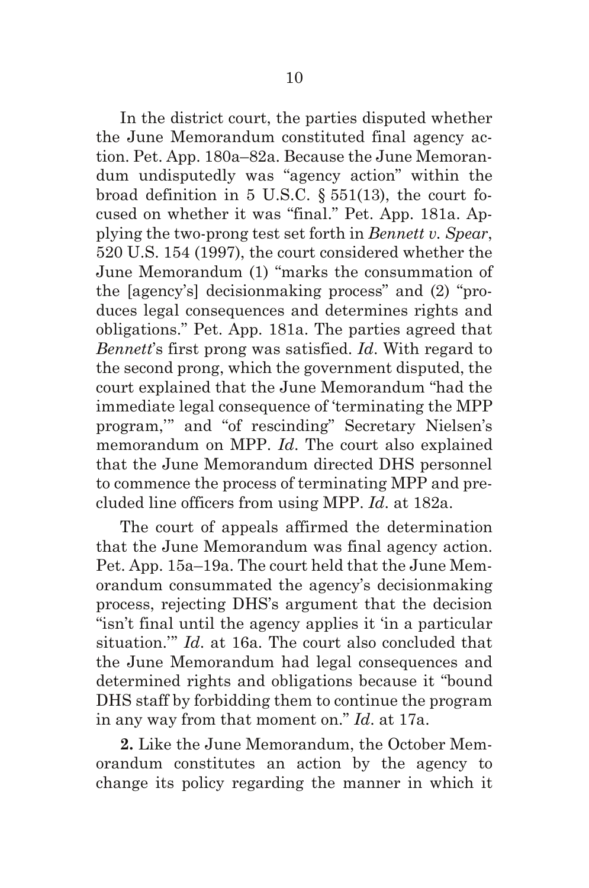In the district court, the parties disputed whether the June Memorandum constituted final agency action. Pet. App. 180a–82a. Because the June Memorandum undisputedly was "agency action" within the broad definition in 5 U.S.C. § 551(13), the court focused on whether it was "final." Pet. App. 181a. Applying the two-prong test set forth in *Bennett v. Spear*, 520 U.S. 154 (1997), the court considered whether the June Memorandum (1) "marks the consummation of the [agency's] decisionmaking process" and (2) "produces legal consequences and determines rights and obligations." Pet. App. 181a. The parties agreed that *Bennett*'s first prong was satisfied. *Id*. With regard to the second prong, which the government disputed, the court explained that the June Memorandum "had the immediate legal consequence of 'terminating the MPP program,'" and "of rescinding" Secretary Nielsen's memorandum on MPP. *Id*. The court also explained that the June Memorandum directed DHS personnel to commence the process of terminating MPP and precluded line officers from using MPP. *Id*. at 182a.

The court of appeals affirmed the determination that the June Memorandum was final agency action. Pet. App. 15a–19a. The court held that the June Memorandum consummated the agency's decisionmaking process, rejecting DHS's argument that the decision "isn't final until the agency applies it 'in a particular situation.'" *Id*. at 16a. The court also concluded that the June Memorandum had legal consequences and determined rights and obligations because it "bound DHS staff by forbidding them to continue the program in any way from that moment on." *Id*. at 17a.

**2.** Like the June Memorandum, the October Memorandum constitutes an action by the agency to change its policy regarding the manner in which it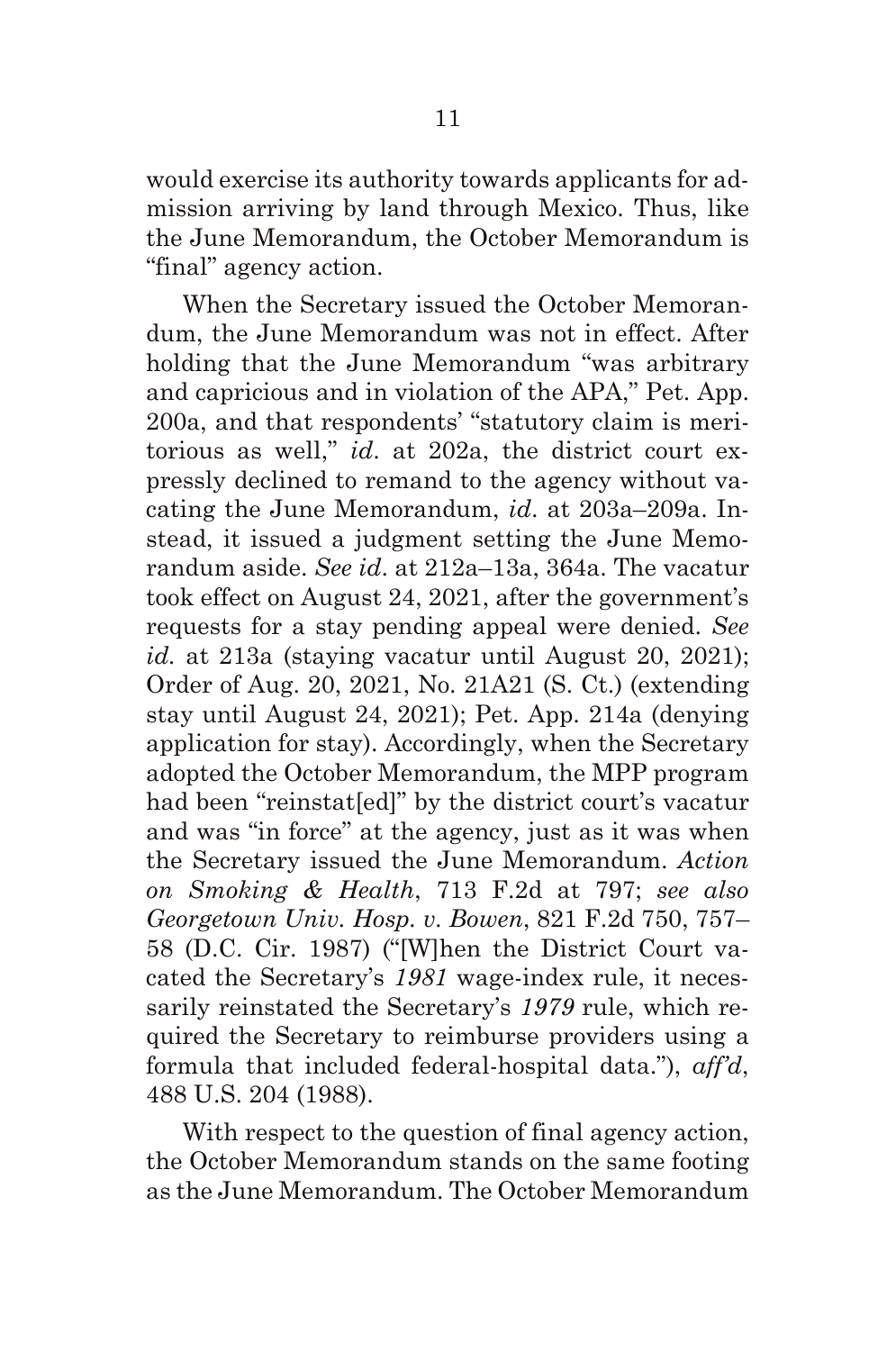would exercise its authority towards applicants for admission arriving by land through Mexico. Thus, like the June Memorandum, the October Memorandum is "final" agency action.

When the Secretary issued the October Memorandum, the June Memorandum was not in effect. After holding that the June Memorandum "was arbitrary and capricious and in violation of the APA," Pet. App. 200a, and that respondents' "statutory claim is meritorious as well," *id*. at 202a, the district court expressly declined to remand to the agency without vacating the June Memorandum, *id*. at 203a–209a. Instead, it issued a judgment setting the June Memorandum aside. *See id*. at 212a–13a, 364a. The vacatur took effect on August 24, 2021, after the government's requests for a stay pending appeal were denied. *See id*. at 213a (staying vacatur until August 20, 2021); Order of Aug. 20, 2021, No. 21A21 (S. Ct.) (extending stay until August 24, 2021); Pet. App. 214a (denying application for stay). Accordingly, when the Secretary adopted the October Memorandum, the MPP program had been "reinstat[ed]" by the district court's vacatur and was "in force" at the agency, just as it was when the Secretary issued the June Memorandum. *Action on Smoking & Health*, 713 F.2d at 797; *see also Georgetown Univ. Hosp. v. Bowen*, 821 F.2d 750, 757–58 (D.C. Cir. 1987) ("[W]hen the District Court vacated the Secretary's *1981* wage-index rule, it necessarily reinstated the Secretary's *1979* rule, which required the Secretary to reimburse providers using a formula that included federal-hospital data."), *aff'd*, 488 U.S. 204 (1988).

With respect to the question of final agency action, the October Memorandum stands on the same footing as the June Memorandum. The October Memorandum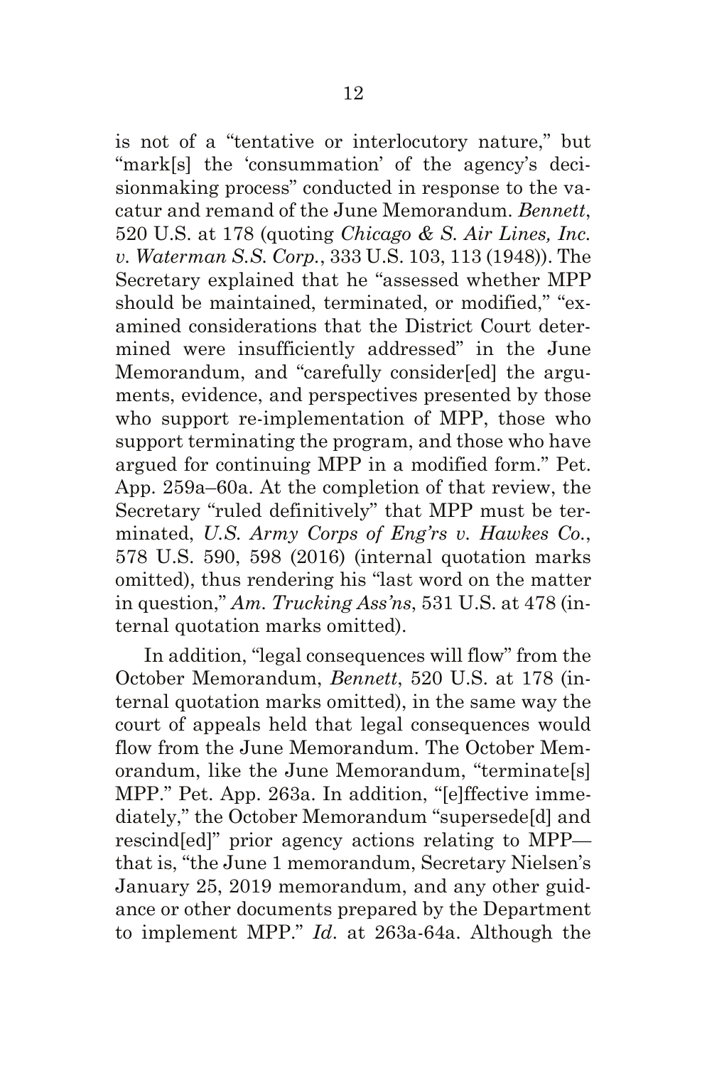is not of a "tentative or interlocutory nature," but "mark[s] the 'consummation' of the agency's decisionmaking process" conducted in response to the vacatur and remand of the June Memorandum. *Bennett*, 520 U.S. at 178 (quoting *Chicago & S. Air Lines, Inc. v. Waterman S.S. Corp.*, 333 U.S. 103, 113 (1948)). The Secretary explained that he "assessed whether MPP should be maintained, terminated, or modified," "examined considerations that the District Court determined were insufficiently addressed" in the June Memorandum, and "carefully consider[ed] the arguments, evidence, and perspectives presented by those who support re-implementation of MPP, those who support terminating the program, and those who have argued for continuing MPP in a modified form." Pet. App. 259a–60a. At the completion of that review, the Secretary "ruled definitively" that MPP must be terminated, *U.S. Army Corps of Eng'rs v. Hawkes Co.*, 578 U.S. 590, 598 (2016) (internal quotation marks omitted), thus rendering his "last word on the matter in question," *Am. Trucking Ass'ns*, 531 U.S. at 478 (internal quotation marks omitted).

In addition, "legal consequences will flow" from the October Memorandum, *Bennett*, 520 U.S. at 178 (internal quotation marks omitted), in the same way the court of appeals held that legal consequences would flow from the June Memorandum. The October Memorandum, like the June Memorandum, "terminate[s] MPP." Pet. App. 263a. In addition, "[e]ffective immediately," the October Memorandum "supersede[d] and rescind[ed]" prior agency actions relating to MPP—that is, "the June 1 memorandum, Secretary Nielsen's January 25, 2019 memorandum, and any other guidance or other documents prepared by the Department to implement MPP." *Id.* at 263a-64a. Although the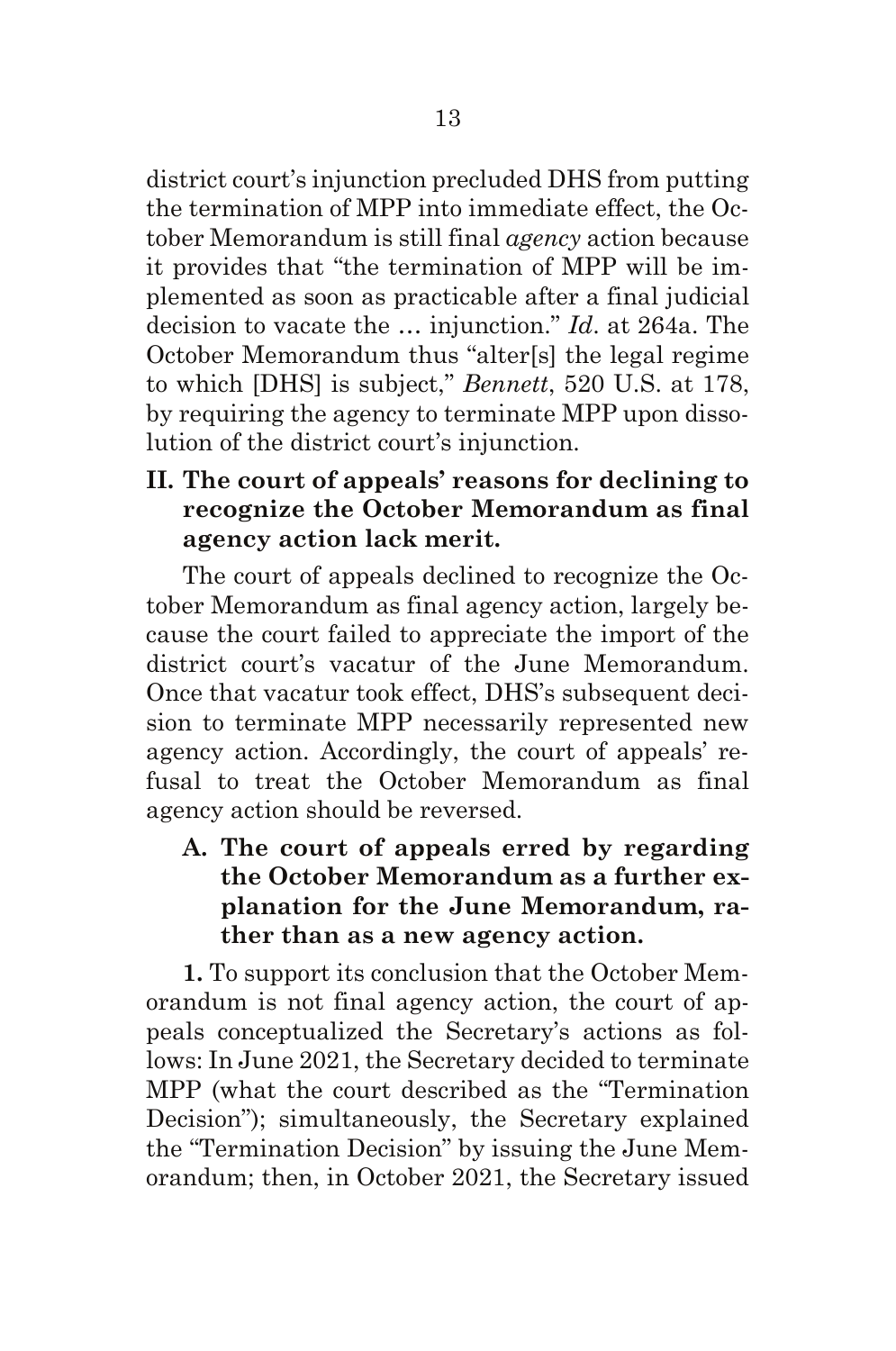district court's injunction precluded DHS from putting the termination of MPP into immediate effect, the October Memorandum is still final *agency* action because it provides that "the termination of MPP will be implemented as soon as practicable after a final judicial decision to vacate the … injunction." *Id*. at 264a. The October Memorandum thus "alter[s] the legal regime to which [DHS] is subject," *Bennett*, 520 U.S. at 178, by requiring the agency to terminate MPP upon dissolution of the district court's injunction.

## II. The court of appeals' reasons for declining to recognize the October Memorandum as final agency action lack merit.

The court of appeals declined to recognize the October Memorandum as final agency action, largely because the court failed to appreciate the import of the district court's vacatur of the June Memorandum. Once that vacatur took effect, DHS's subsequent decision to terminate MPP necessarily represented new agency action. Accordingly, the court of appeals' refusal to treat the October Memorandum as final agency action should be reversed.

### A. The court of appeals erred by regarding the October Memorandum as a further explanation for the June Memorandum, rather than as a new agency action.

**1.** To support its conclusion that the October Memorandum is not final agency action, the court of appeals conceptualized the Secretary's actions as follows: In June 2021, the Secretary decided to terminate MPP (what the court described as the "Termination Decision"); simultaneously, the Secretary explained the "Termination Decision" by issuing the June Memorandum; then, in October 2021, the Secretary issued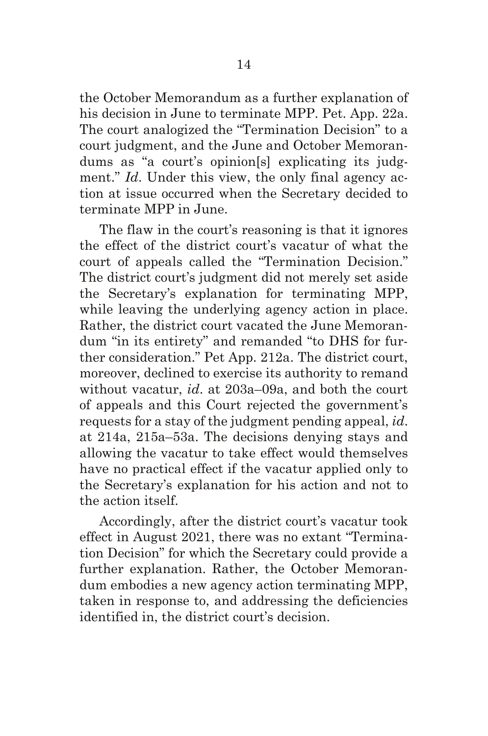the October Memorandum as a further explanation of his decision in June to terminate MPP. Pet. App. 22a. The court analogized the "Termination Decision" to a court judgment, and the June and October Memorandums as "a court's opinion[s] explicating its judgment." *Id*. Under this view, the only final agency action at issue occurred when the Secretary decided to terminate MPP in June.

The flaw in the court's reasoning is that it ignores the effect of the district court's vacatur of what the court of appeals called the "Termination Decision." The district court's judgment did not merely set aside the Secretary's explanation for terminating MPP, while leaving the underlying agency action in place. Rather, the district court vacated the June Memorandum "in its entirety" and remanded "to DHS for further consideration." Pet App. 212a. The district court, moreover, declined to exercise its authority to remand without vacatur, *id*. at 203a–09a, and both the court of appeals and this Court rejected the government's requests for a stay of the judgment pending appeal, *id*. at 214a, 215a–53a. The decisions denying stays and allowing the vacatur to take effect would themselves have no practical effect if the vacatur applied only to the Secretary's explanation for his action and not to the action itself.

Accordingly, after the district court's vacatur took effect in August 2021, there was no extant "Termination Decision" for which the Secretary could provide a further explanation. Rather, the October Memorandum embodies a new agency action terminating MPP, taken in response to, and addressing the deficiencies identified in, the district court's decision.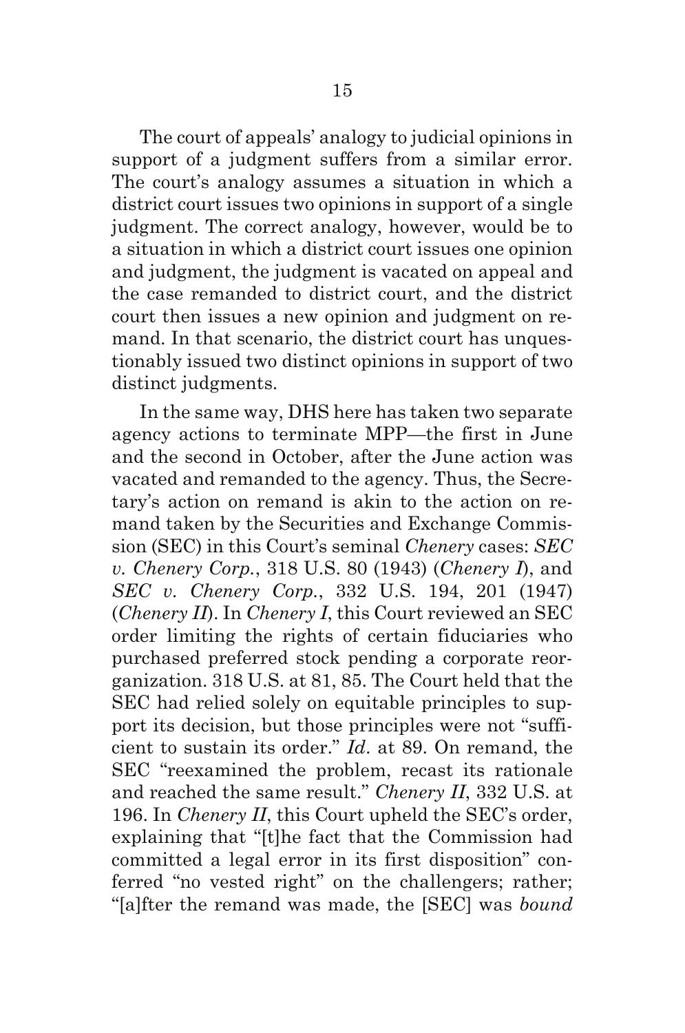The court of appeals' analogy to judicial opinions in support of a judgment suffers from a similar error. The court's analogy assumes a situation in which a district court issues two opinions in support of a single judgment. The correct analogy, however, would be to a situation in which a district court issues one opinion and judgment, the judgment is vacated on appeal and the case remanded to district court, and the district court then issues a new opinion and judgment on remand. In that scenario, the district court has unquestionably issued two distinct opinions in support of two distinct judgments.

In the same way, DHS here has taken two separate agency actions to terminate MPP—the first in June and the second in October, after the June action was vacated and remanded to the agency. Thus, the Secretary's action on remand is akin to the action on remand taken by the Securities and Exchange Commission (SEC) in this Court's seminal *Chenery* cases: *SEC v. Chenery Corp.*, 318 U.S. 80 (1943) (*Chenery I*), and *SEC v. Chenery Corp.*, 332 U.S. 194, 201 (1947) (*Chenery II*). In *Chenery I*, this Court reviewed an SEC order limiting the rights of certain fiduciaries who purchased preferred stock pending a corporate reorganization. 318 U.S. at 81, 85. The Court held that the SEC had relied solely on equitable principles to support its decision, but those principles were not "sufficient to sustain its order." *Id.* at 89. On remand, the SEC "reexamined the problem, recast its rationale and reached the same result." *Chenery II*, 332 U.S. at 196. In *Chenery II*, this Court upheld the SEC's order, explaining that "[t]he fact that the Commission had committed a legal error in its first disposition" conferred "no vested right" on the challengers; rather; "[a]fter the remand was made, the [SEC] was *bound*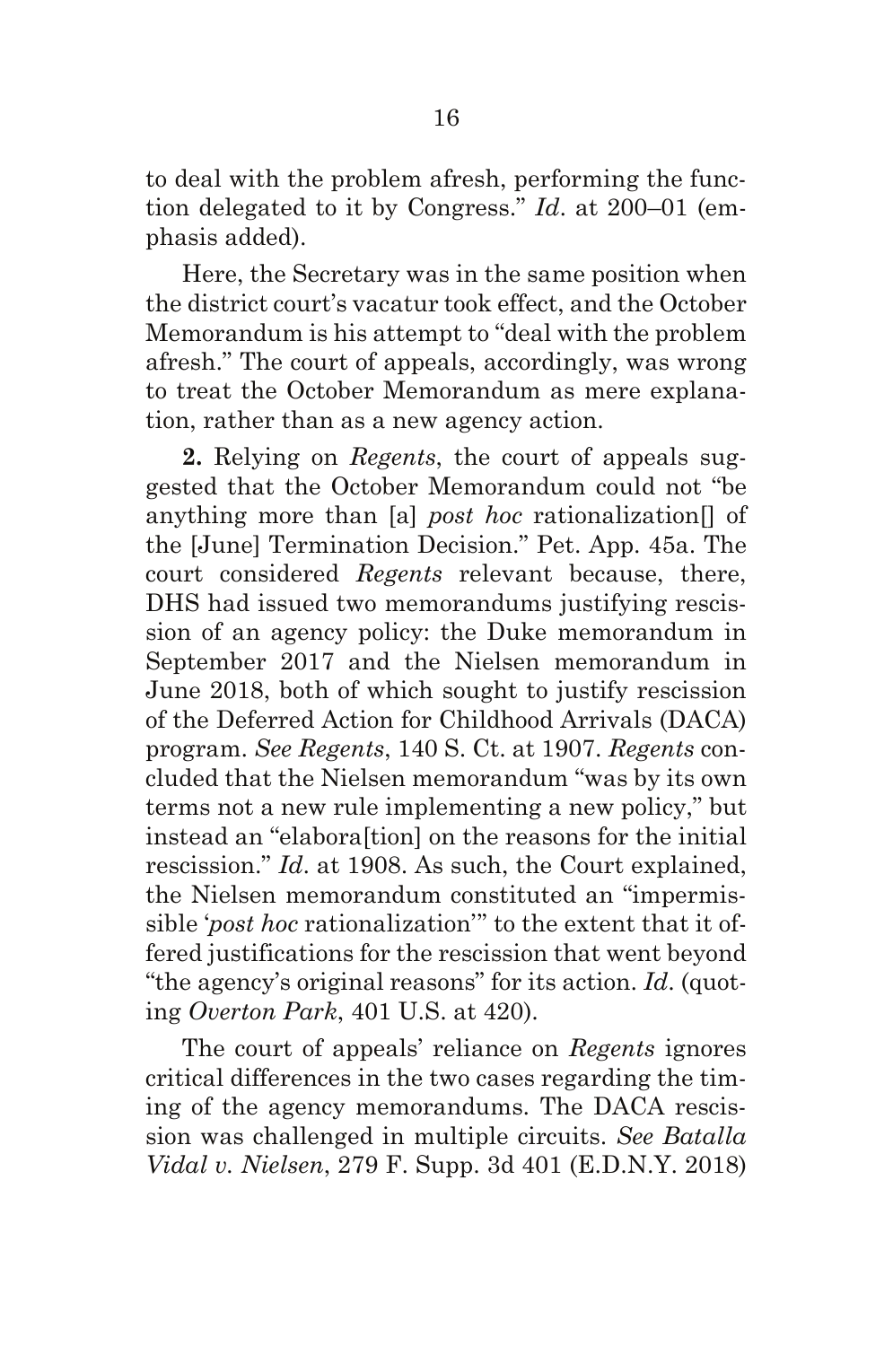to deal with the problem afresh, performing the function delegated to it by Congress." *Id*. at 200–01 (emphasis added).

Here, the Secretary was in the same position when the district court's vacatur took effect, and the October Memorandum is his attempt to "deal with the problem afresh." The court of appeals, accordingly, was wrong to treat the October Memorandum as mere explanation, rather than as a new agency action.

**2.** Relying on *Regents*, the court of appeals suggested that the October Memorandum could not "be anything more than [a] *post hoc* rationalization[] of the [June] Termination Decision." Pet. App. 45a. The court considered *Regents* relevant because, there, DHS had issued two memorandums justifying rescission of an agency policy: the Duke memorandum in September 2017 and the Nielsen memorandum in June 2018, both of which sought to justify rescission of the Deferred Action for Childhood Arrivals (DACA) program. *See Regents*, 140 S. Ct. at 1907. *Regents* concluded that the Nielsen memorandum "was by its own terms not a new rule implementing a new policy," but instead an "elabora[tion] on the reasons for the initial rescission." *Id*. at 1908. As such, the Court explained, the Nielsen memorandum constituted an "impermissible '*post hoc* rationalization'" to the extent that it offered justifications for the rescission that went beyond "the agency's original reasons" for its action. *Id*. (quoting *Overton Park*, 401 U.S. at 420).

The court of appeals' reliance on *Regents* ignores critical differences in the two cases regarding the timing of the agency memorandums. The DACA rescission was challenged in multiple circuits. *See Batalla Vidal v. Nielsen*, 279 F. Supp. 3d 401 (E.D.N.Y. 2018)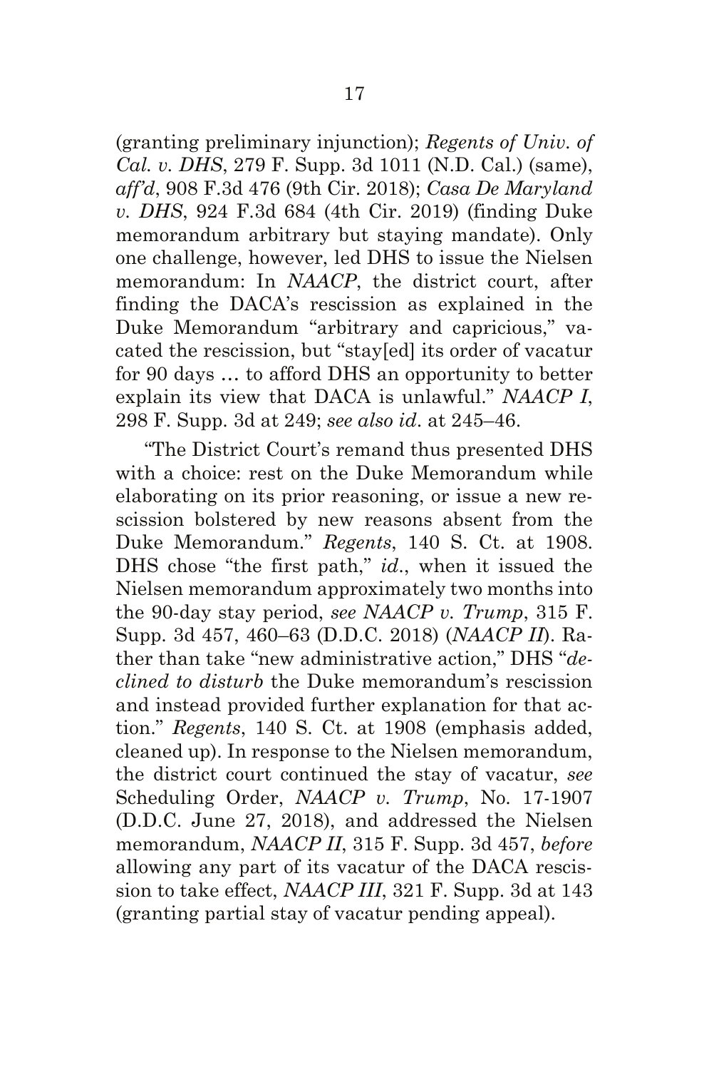(granting preliminary injunction); *Regents of Univ. of Cal. v. DHS*, 279 F. Supp. 3d 1011 (N.D. Cal.) (same), *aff'd*, 908 F.3d 476 (9th Cir. 2018); *Casa De Maryland v. DHS*, 924 F.3d 684 (4th Cir. 2019) (finding Duke memorandum arbitrary but staying mandate). Only one challenge, however, led DHS to issue the Nielsen memorandum: In *NAACP*, the district court, after finding the DACA's rescission as explained in the Duke Memorandum "arbitrary and capricious," vacated the rescission, but "stay[ed] its order of vacatur for 90 days … to afford DHS an opportunity to better explain its view that DACA is unlawful." *NAACP I*, 298 F. Supp. 3d at 249; *see also id.* at 245–46.

"The District Court's remand thus presented DHS with a choice: rest on the Duke Memorandum while elaborating on its prior reasoning, or issue a new rescission bolstered by new reasons absent from the Duke Memorandum." *Regents*, 140 S. Ct. at 1908. DHS chose "the first path," *id.*, when it issued the Nielsen memorandum approximately two months into the 90-day stay period, *see NAACP v. Trump*, 315 F. Supp. 3d 457, 460–63 (D.D.C. 2018) (*NAACP II*). Rather than take "new administrative action," DHS "*declined to disturb* the Duke memorandum's rescission and instead provided further explanation for that action." *Regents*, 140 S. Ct. at 1908 (emphasis added, cleaned up). In response to the Nielsen memorandum, the district court continued the stay of vacatur, *see* Scheduling Order, *NAACP v. Trump*, No. 17-1907 (D.D.C. June 27, 2018), and addressed the Nielsen memorandum, *NAACP II*, 315 F. Supp. 3d 457, *before* allowing any part of its vacatur of the DACA rescission to take effect, *NAACP III*, 321 F. Supp. 3d at 143 (granting partial stay of vacatur pending appeal).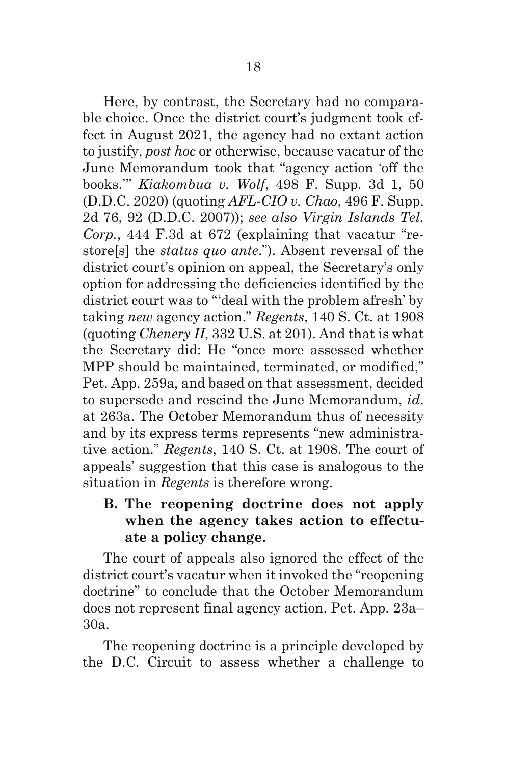Here, by contrast, the Secretary had no comparable choice. Once the district court's judgment took effect in August 2021, the agency had no extant action to justify, *post hoc* or otherwise, because vacatur of the June Memorandum took that "agency action 'off the books.'" *Kiakombua v. Wolf*, 498 F. Supp. 3d 1, 50 (D.D.C. 2020) (quoting *AFL-CIO v. Chao*, 496 F. Supp. 2d 76, 92 (D.D.C. 2007)); *see also Virgin Islands Tel. Corp.*, 444 F.3d at 672 (explaining that vacatur "restore[s] the *status quo ante*."). Absent reversal of the district court's opinion on appeal, the Secretary's only option for addressing the deficiencies identified by the district court was to "'deal with the problem afresh' by taking *new* agency action." *Regents*, 140 S. Ct. at 1908 (quoting *Chenery II*, 332 U.S. at 201). And that is what the Secretary did: He "once more assessed whether MPP should be maintained, terminated, or modified," Pet. App. 259a, and based on that assessment, decided to supersede and rescind the June Memorandum, *id*. at 263a. The October Memorandum thus of necessity and by its express terms represents "new administrative action." *Regents*, 140 S. Ct. at 1908. The court of appeals' suggestion that this case is analogous to the situation in *Regents* is therefore wrong.

### B. The reopening doctrine does not apply when the agency takes action to effectuate a policy change.

The court of appeals also ignored the effect of the district court's vacatur when it invoked the "reopening doctrine" to conclude that the October Memorandum does not represent final agency action. Pet. App. 23a–30a.

The reopening doctrine is a principle developed by the D.C. Circuit to assess whether a challenge to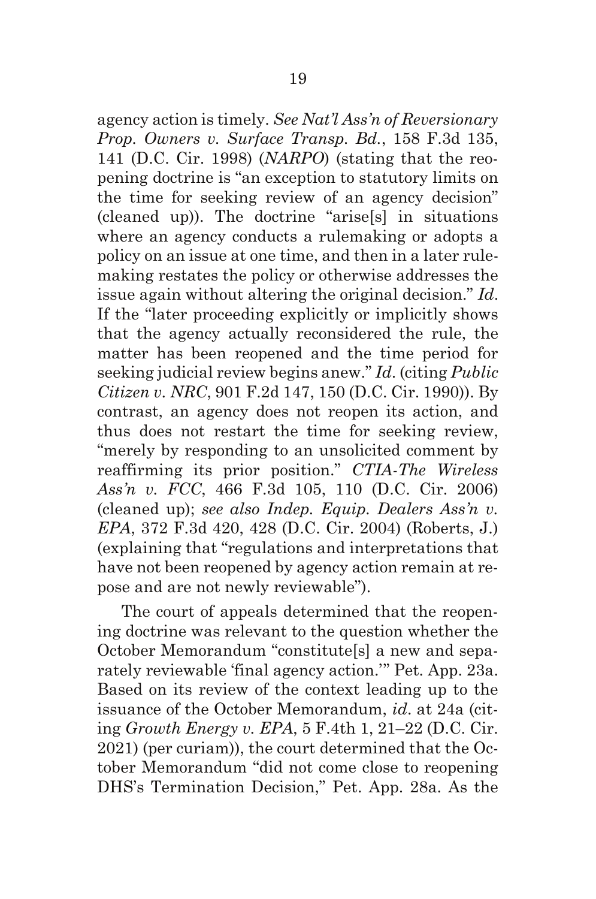agency action is timely. *See Nat'l Ass'n of Reversionary Prop. Owners v. Surface Transp. Bd.*, 158 F.3d 135, 141 (D.C. Cir. 1998) (*NARPO*) (stating that the reopening doctrine is "an exception to statutory limits on the time for seeking review of an agency decision" (cleaned up)). The doctrine "arise[s] in situations where an agency conducts a rulemaking or adopts a policy on an issue at one time, and then in a later rulemaking restates the policy or otherwise addresses the issue again without altering the original decision." *Id.* If the "later proceeding explicitly or implicitly shows that the agency actually reconsidered the rule, the matter has been reopened and the time period for seeking judicial review begins anew." *Id.* (citing *Public Citizen v. NRC*, 901 F.2d 147, 150 (D.C. Cir. 1990)). By contrast, an agency does not reopen its action, and thus does not restart the time for seeking review, "merely by responding to an unsolicited comment by reaffirming its prior position." *CTIA-The Wireless Ass'n v. FCC*, 466 F.3d 105, 110 (D.C. Cir. 2006) (cleaned up); *see also Indep. Equip. Dealers Ass'n v. EPA*, 372 F.3d 420, 428 (D.C. Cir. 2004) (Roberts, J.) (explaining that "regulations and interpretations that have not been reopened by agency action remain at repose and are not newly reviewable").

The court of appeals determined that the reopening doctrine was relevant to the question whether the October Memorandum "constitute[s] a new and separately reviewable 'final agency action.'" Pet. App. 23a. Based on its review of the context leading up to the issuance of the October Memorandum, *id.* at 24a (citing *Growth Energy v. EPA*, 5 F.4th 1, 21–22 (D.C. Cir. 2021) (per curiam)), the court determined that the October Memorandum "did not come close to reopening DHS's Termination Decision," Pet. App. 28a. As the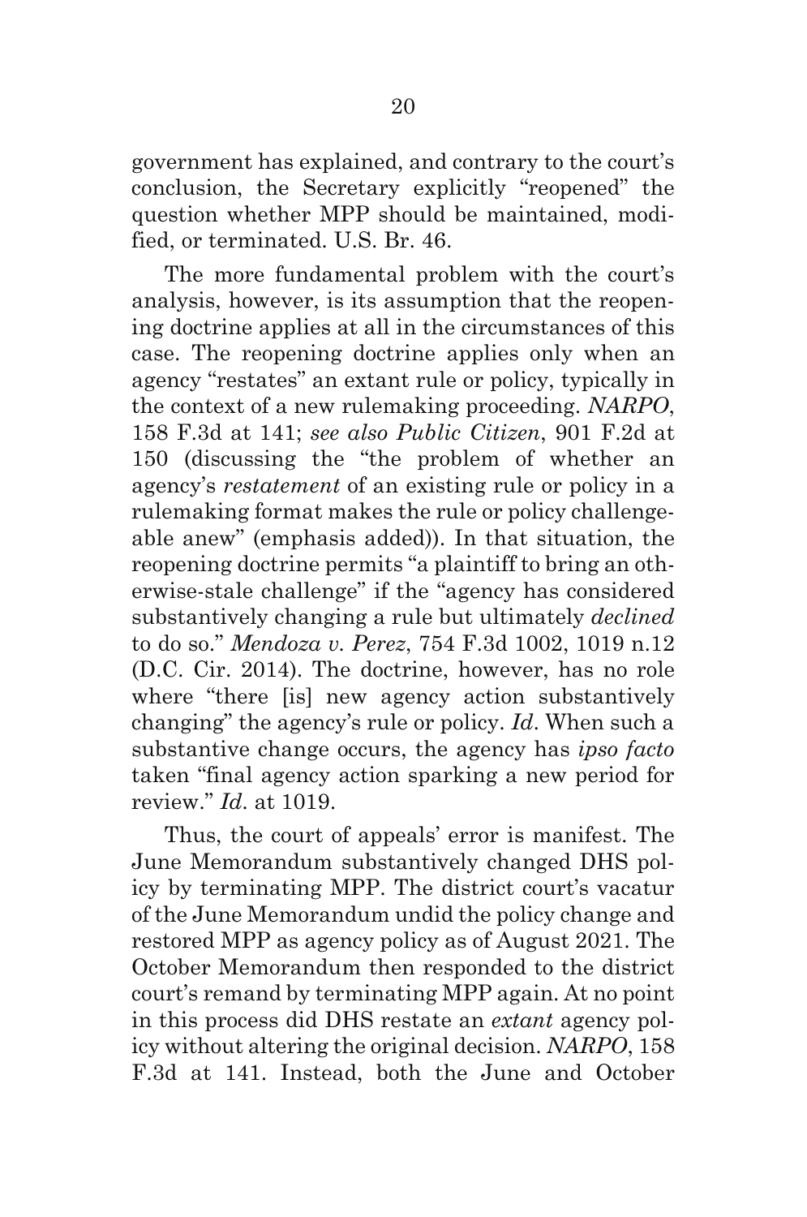government has explained, and contrary to the court's conclusion, the Secretary explicitly "reopened" the question whether MPP should be maintained, modified, or terminated. U.S. Br. 46.

The more fundamental problem with the court's analysis, however, is its assumption that the reopening doctrine applies at all in the circumstances of this case. The reopening doctrine applies only when an agency "restates" an extant rule or policy, typically in the context of a new rulemaking proceeding. *NARPO*, 158 F.3d at 141; *see also Public Citizen*, 901 F.2d at 150 (discussing the "the problem of whether an agency's *restatement* of an existing rule or policy in a rulemaking format makes the rule or policy challengeable anew" (emphasis added)). In that situation, the reopening doctrine permits "a plaintiff to bring an otherwise-stale challenge" if the "agency has considered substantively changing a rule but ultimately *declined* to do so." *Mendoza v. Perez*, 754 F.3d 1002, 1019 n.12 (D.C. Cir. 2014). The doctrine, however, has no role where "there [is] new agency action substantively changing" the agency's rule or policy. *Id*. When such a substantive change occurs, the agency has *ipso facto* taken "final agency action sparking a new period for review." *Id*. at 1019.

Thus, the court of appeals' error is manifest. The June Memorandum substantively changed DHS policy by terminating MPP. The district court's vacatur of the June Memorandum undid the policy change and restored MPP as agency policy as of August 2021. The October Memorandum then responded to the district court's remand by terminating MPP again. At no point in this process did DHS restate an *extant* agency policy without altering the original decision. *NARPO*, 158 F.3d at 141. Instead, both the June and October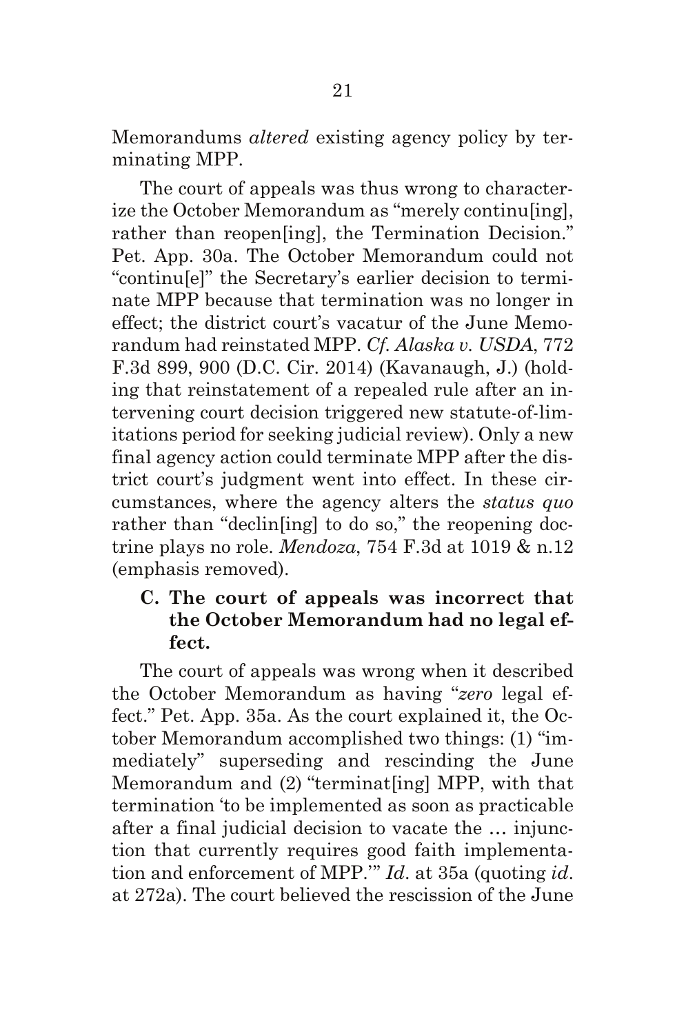Memorandums *altered* existing agency policy by terminating MPP.

The court of appeals was thus wrong to characterize the October Memorandum as "merely continu[ing], rather than reopen[ing], the Termination Decision." Pet. App. 30a. The October Memorandum could not "continu[e]" the Secretary's earlier decision to terminate MPP because that termination was no longer in effect; the district court's vacatur of the June Memorandum had reinstated MPP. *Cf. Alaska v. USDA*, 772 F.3d 899, 900 (D.C. Cir. 2014) (Kavanaugh, J.) (holding that reinstatement of a repealed rule after an intervening court decision triggered new statute-of-limitations period for seeking judicial review). Only a new final agency action could terminate MPP after the district court's judgment went into effect. In these circumstances, where the agency alters the *status quo* rather than "declin[ing] to do so," the reopening doctrine plays no role. *Mendoza*, 754 F.3d at 1019 & n.12 (emphasis removed).

### C. The court of appeals was incorrect that the October Memorandum had no legal effect.

The court of appeals was wrong when it described the October Memorandum as having "*zero* legal effect." Pet. App. 35a. As the court explained it, the October Memorandum accomplished two things: (1) "immediately" superseding and rescinding the June Memorandum and (2) "terminat[ing] MPP, with that termination 'to be implemented as soon as practicable after a final judicial decision to vacate the … injunction that currently requires good faith implementation and enforcement of MPP.'" *Id.* at 35a (quoting *id.* at 272a). The court believed the rescission of the June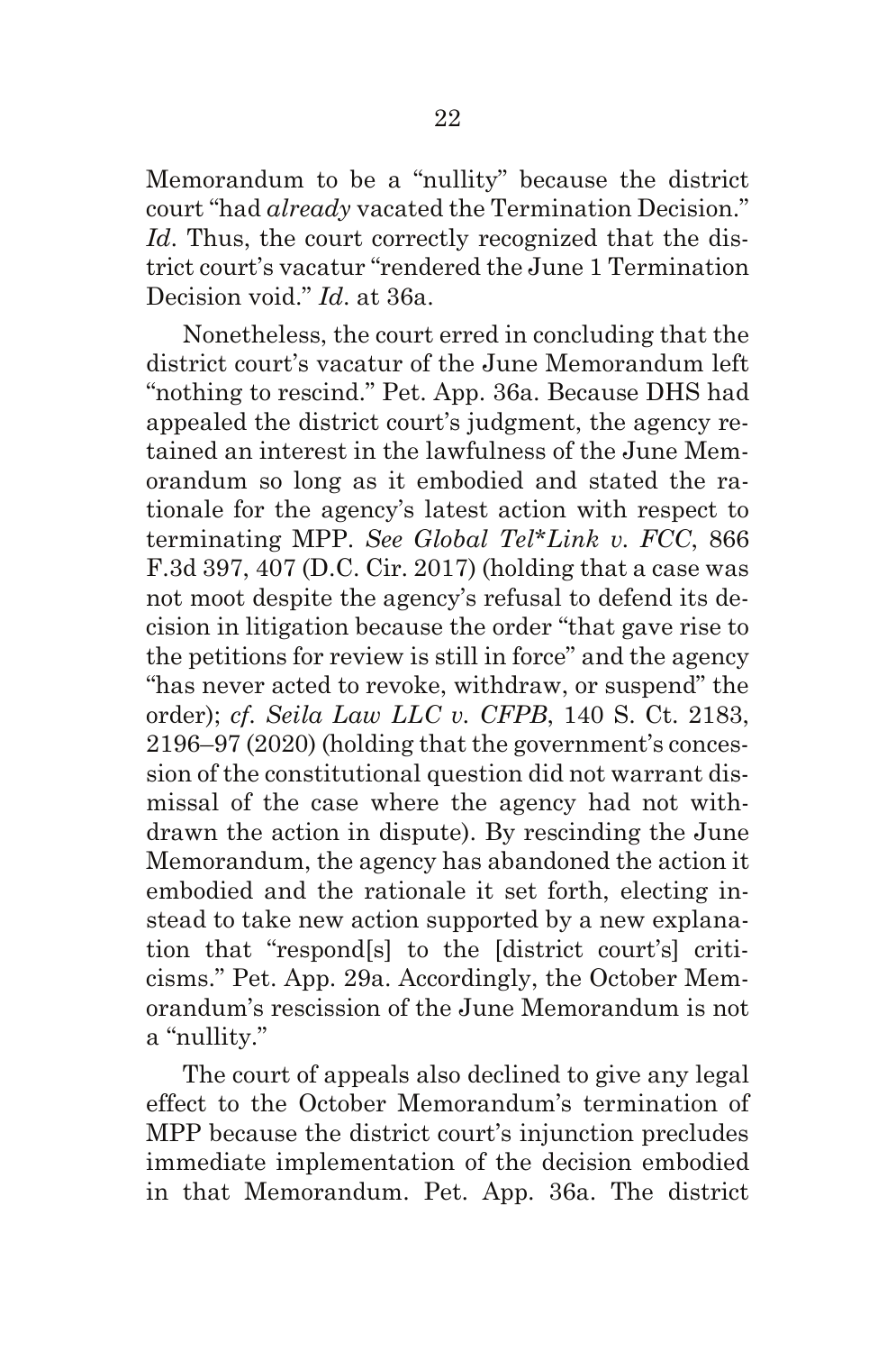Memorandum to be a "nullity" because the district court "had *already* vacated the Termination Decision." *Id*. Thus, the court correctly recognized that the district court's vacatur "rendered the June 1 Termination Decision void." *Id*. at 36a.

Nonetheless, the court erred in concluding that the district court's vacatur of the June Memorandum left "nothing to rescind." Pet. App. 36a. Because DHS had appealed the district court's judgment, the agency retained an interest in the lawfulness of the June Memorandum so long as it embodied and stated the rationale for the agency's latest action with respect to terminating MPP. *See Global Tel\*Link v. FCC*, 866 F.3d 397, 407 (D.C. Cir. 2017) (holding that a case was not moot despite the agency's refusal to defend its decision in litigation because the order "that gave rise to the petitions for review is still in force" and the agency "has never acted to revoke, withdraw, or suspend" the order); *cf. Seila Law LLC v. CFPB*, 140 S. Ct. 2183, 2196–97 (2020) (holding that the government's concession of the constitutional question did not warrant dismissal of the case where the agency had not withdrawn the action in dispute). By rescinding the June Memorandum, the agency has abandoned the action it embodied and the rationale it set forth, electing instead to take new action supported by a new explanation that "respond[s] to the [district court's] criticisms." Pet. App. 29a. Accordingly, the October Memorandum's rescission of the June Memorandum is not a "nullity."

The court of appeals also declined to give any legal effect to the October Memorandum's termination of MPP because the district court's injunction precludes immediate implementation of the decision embodied in that Memorandum. Pet. App. 36a. The district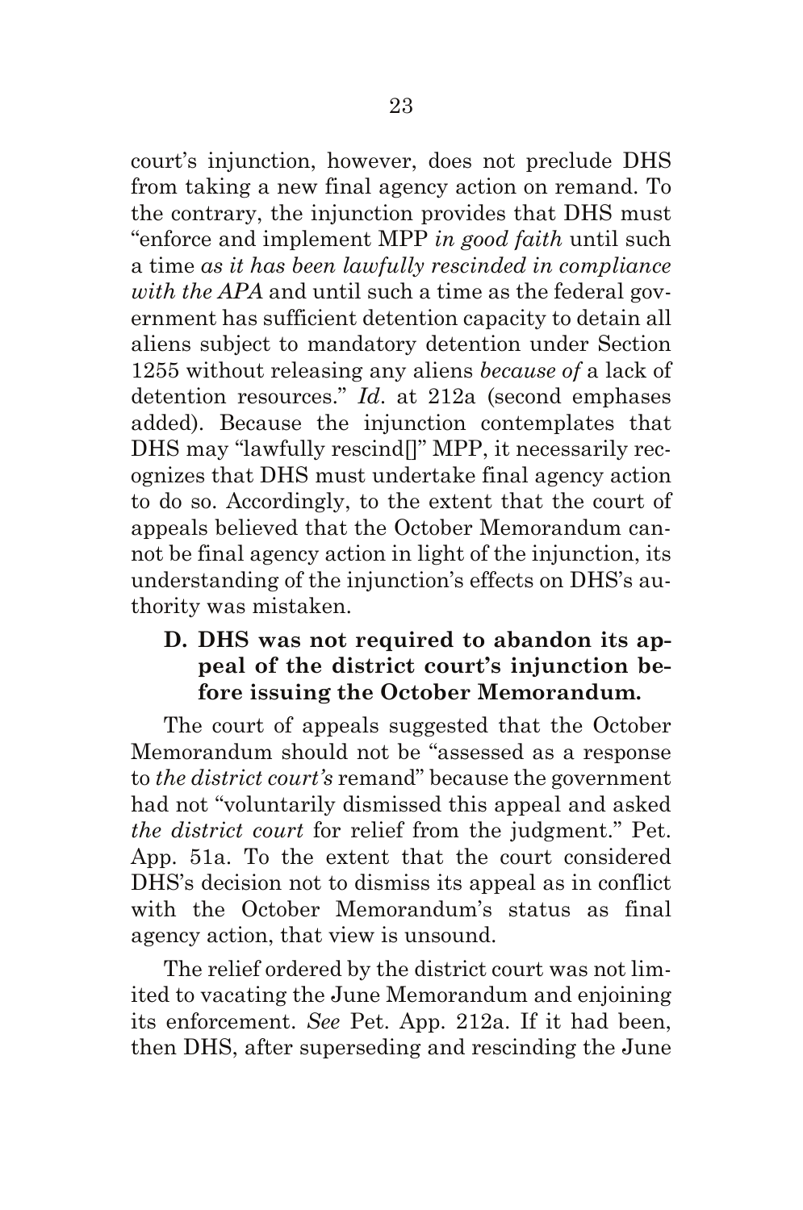court's injunction, however, does not preclude DHS from taking a new final agency action on remand. To the contrary, the injunction provides that DHS must "enforce and implement MPP *in good faith* until such a time *as it has been lawfully rescinded in compliance with the APA* and until such a time as the federal government has sufficient detention capacity to detain all aliens subject to mandatory detention under Section 1255 without releasing any aliens *because of* a lack of detention resources." *Id.* at 212a (second emphases added). Because the injunction contemplates that DHS may "lawfully rescind[]" MPP, it necessarily recognizes that DHS must undertake final agency action to do so. Accordingly, to the extent that the court of appeals believed that the October Memorandum cannot be final agency action in light of the injunction, its understanding of the injunction's effects on DHS's authority was mistaken.

### D. DHS was not required to abandon its appeal of the district court's injunction before issuing the October Memorandum.

The court of appeals suggested that the October Memorandum should not be "assessed as a response to *the district court's* remand" because the government had not "voluntarily dismissed this appeal and asked *the district court* for relief from the judgment." Pet. App. 51a. To the extent that the court considered DHS's decision not to dismiss its appeal as in conflict with the October Memorandum's status as final agency action, that view is unsound.

The relief ordered by the district court was not limited to vacating the June Memorandum and enjoining its enforcement. *See* Pet. App. 212a. If it had been, then DHS, after superseding and rescinding the June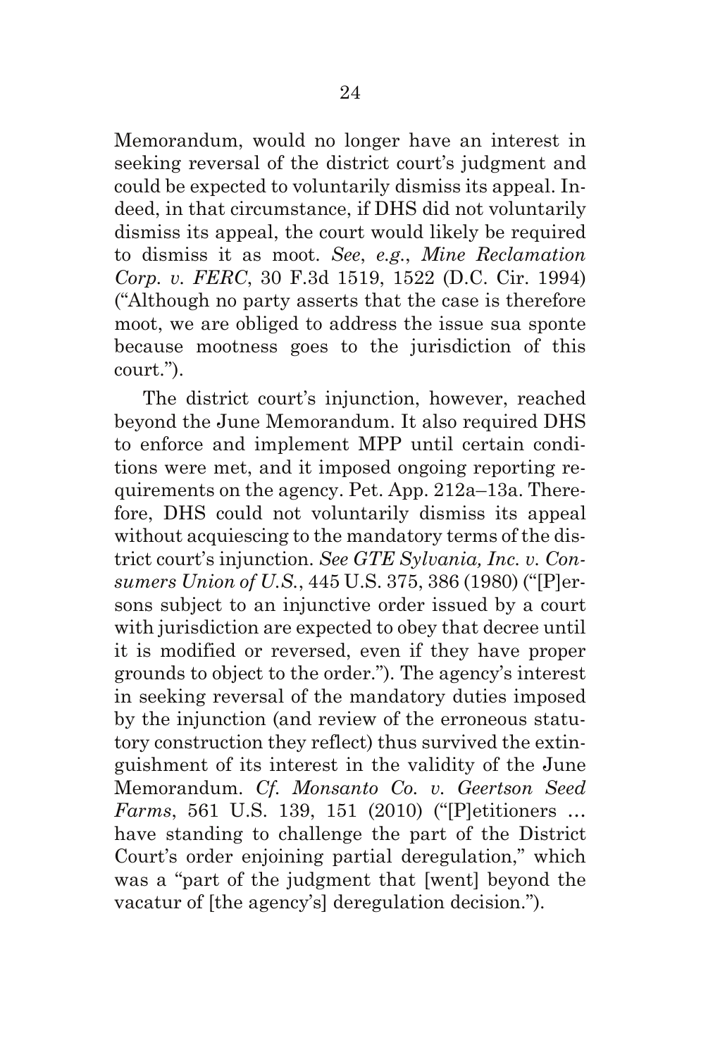Memorandum, would no longer have an interest in seeking reversal of the district court's judgment and could be expected to voluntarily dismiss its appeal. Indeed, in that circumstance, if DHS did not voluntarily dismiss its appeal, the court would likely be required to dismiss it as moot. *See*, *e.g.*, *Mine Reclamation Corp. v. FERC*, 30 F.3d 1519, 1522 (D.C. Cir. 1994) ("Although no party asserts that the case is therefore moot, we are obliged to address the issue sua sponte because mootness goes to the jurisdiction of this court.").

The district court's injunction, however, reached beyond the June Memorandum. It also required DHS to enforce and implement MPP until certain conditions were met, and it imposed ongoing reporting requirements on the agency. Pet. App. 212a–13a. Therefore, DHS could not voluntarily dismiss its appeal without acquiescing to the mandatory terms of the district court's injunction. *See GTE Sylvania, Inc. v. Consumers Union of U.S.*, 445 U.S. 375, 386 (1980) ("[P]ersons subject to an injunctive order issued by a court with jurisdiction are expected to obey that decree until it is modified or reversed, even if they have proper grounds to object to the order."). The agency's interest in seeking reversal of the mandatory duties imposed by the injunction (and review of the erroneous statutory construction they reflect) thus survived the extinguishment of its interest in the validity of the June Memorandum. *Cf. Monsanto Co. v. Geertson Seed Farms*, 561 U.S. 139, 151 (2010) ("[P]etitioners … have standing to challenge the part of the District Court's order enjoining partial deregulation," which was a "part of the judgment that [went] beyond the vacatur of [the agency's] deregulation decision.").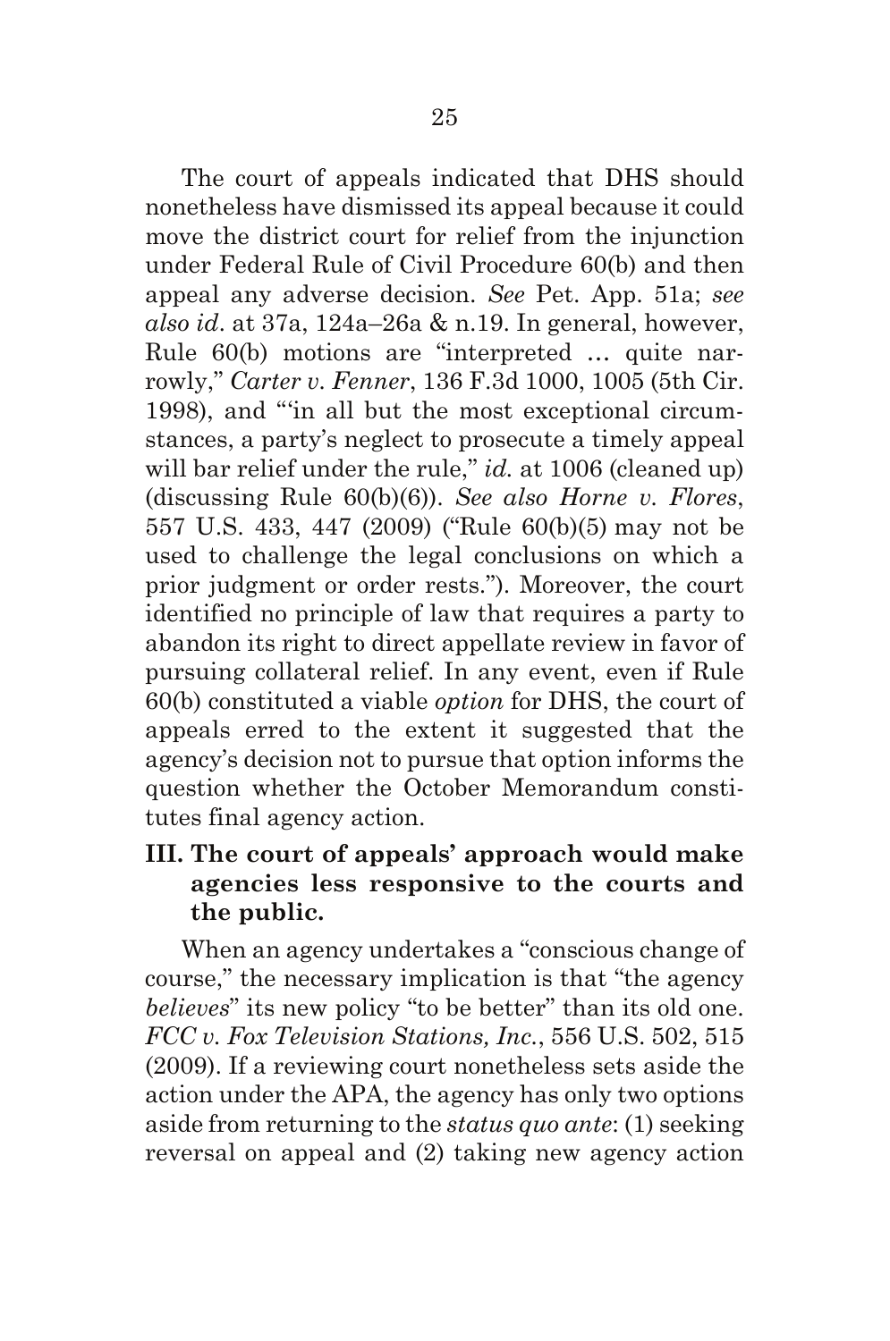The court of appeals indicated that DHS should nonetheless have dismissed its appeal because it could move the district court for relief from the injunction under Federal Rule of Civil Procedure 60(b) and then appeal any adverse decision. *See* Pet. App. 51a; *see also id*. at 37a, 124a–26a & n.19. In general, however, Rule 60(b) motions are "interpreted … quite narrowly," *Carter v. Fenner*, 136 F.3d 1000, 1005 (5th Cir. 1998), and "'in all but the most exceptional circumstances, a party's neglect to prosecute a timely appeal will bar relief under the rule," *id.* at 1006 (cleaned up) (discussing Rule 60(b)(6)). *See also Horne v. Flores*, 557 U.S. 433, 447 (2009) ("Rule 60(b)(5) may not be used to challenge the legal conclusions on which a prior judgment or order rests."). Moreover, the court identified no principle of law that requires a party to abandon its right to direct appellate review in favor of pursuing collateral relief. In any event, even if Rule 60(b) constituted a viable *option* for DHS, the court of appeals erred to the extent it suggested that the agency's decision not to pursue that option informs the question whether the October Memorandum constitutes final agency action.

## III. The court of appeals' approach would make agencies less responsive to the courts and the public.

When an agency undertakes a "conscious change of course," the necessary implication is that "the agency *believes*" its new policy "to be better" than its old one. *FCC v. Fox Television Stations, Inc.*, 556 U.S. 502, 515 (2009). If a reviewing court nonetheless sets aside the action under the APA, the agency has only two options aside from returning to the *status quo ante*: (1) seeking reversal on appeal and (2) taking new agency action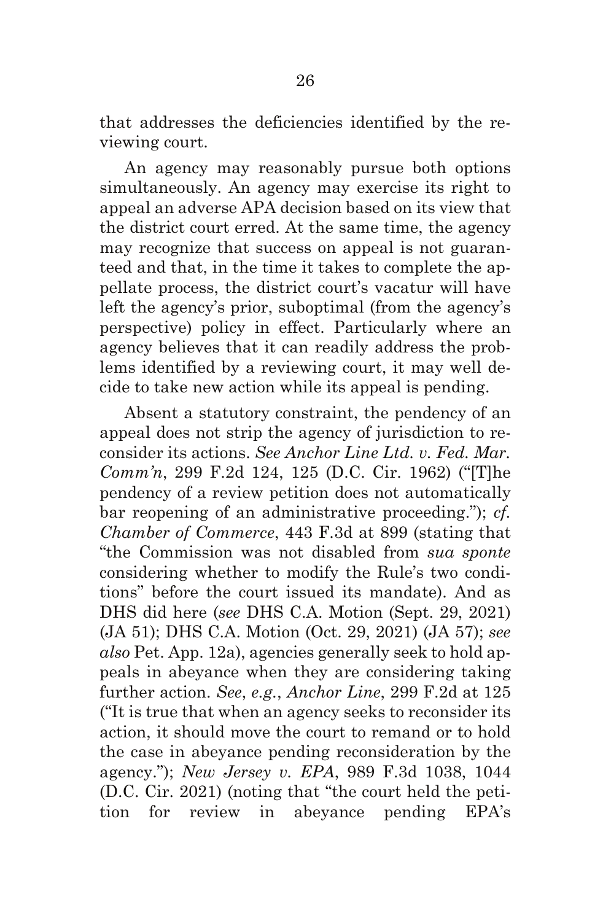that addresses the deficiencies identified by the reviewing court.

An agency may reasonably pursue both options simultaneously. An agency may exercise its right to appeal an adverse APA decision based on its view that the district court erred. At the same time, the agency may recognize that success on appeal is not guaranteed and that, in the time it takes to complete the appellate process, the district court's vacatur will have left the agency's prior, suboptimal (from the agency's perspective) policy in effect. Particularly where an agency believes that it can readily address the problems identified by a reviewing court, it may well decide to take new action while its appeal is pending.

Absent a statutory constraint, the pendency of an appeal does not strip the agency of jurisdiction to reconsider its actions. *See Anchor Line Ltd. v. Fed. Mar. Comm'n*, 299 F.2d 124, 125 (D.C. Cir. 1962) ("[T]he pendency of a review petition does not automatically bar reopening of an administrative proceeding."); *cf. Chamber of Commerce*, 443 F.3d at 899 (stating that "the Commission was not disabled from *sua sponte* considering whether to modify the Rule's two conditions" before the court issued its mandate). And as DHS did here (*see* DHS C.A. Motion (Sept. 29, 2021) (JA 51); DHS C.A. Motion (Oct. 29, 2021) (JA 57); *see also* Pet. App. 12a), agencies generally seek to hold appeals in abeyance when they are considering taking further action. *See, e.g.*, *Anchor Line*, 299 F.2d at 125 ("It is true that when an agency seeks to reconsider its action, it should move the court to remand or to hold the case in abeyance pending reconsideration by the agency."); *New Jersey v. EPA*, 989 F.3d 1038, 1044 (D.C. Cir. 2021) (noting that "the court held the petition for review in abeyance pending EPA's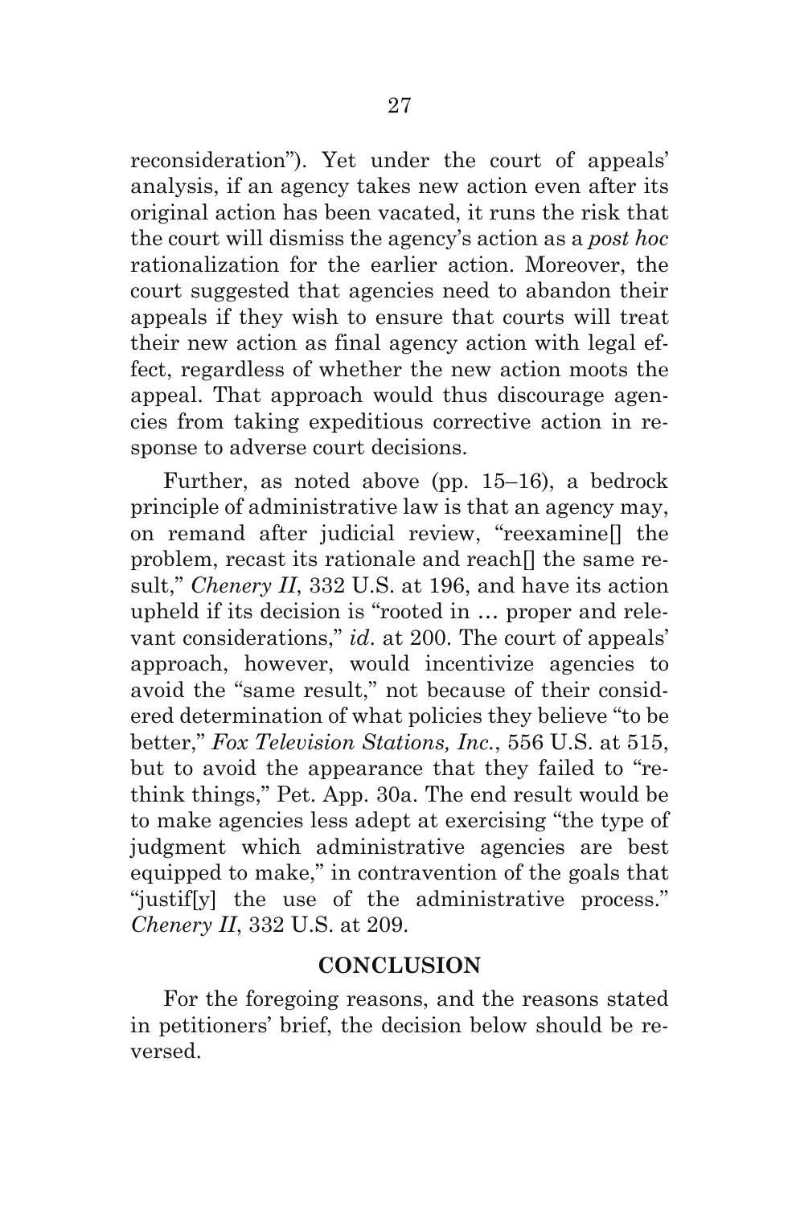reconsideration"). Yet under the court of appeals' analysis, if an agency takes new action even after its original action has been vacated, it runs the risk that the court will dismiss the agency's action as a *post hoc* rationalization for the earlier action. Moreover, the court suggested that agencies need to abandon their appeals if they wish to ensure that courts will treat their new action as final agency action with legal effect, regardless of whether the new action moots the appeal. That approach would thus discourage agencies from taking expeditious corrective action in response to adverse court decisions.

Further, as noted above (pp. 15–16), a bedrock principle of administrative law is that an agency may, on remand after judicial review, "reexamine[] the problem, recast its rationale and reach[] the same result," *Chenery II*, 332 U.S. at 196, and have its action upheld if its decision is "rooted in … proper and relevant considerations," *id*. at 200. The court of appeals' approach, however, would incentivize agencies to avoid the "same result," not because of their considered determination of what policies they believe "to be better," *Fox Television Stations, Inc.*, 556 U.S. at 515, but to avoid the appearance that they failed to "rethink things," Pet. App. 30a. The end result would be to make agencies less adept at exercising "the type of judgment which administrative agencies are best equipped to make," in contravention of the goals that "justif[y] the use of the administrative process." *Chenery II*, 332 U.S. at 209.

## CONCLUSION

For the foregoing reasons, and the reasons stated in petitioners' brief, the decision below should be reversed.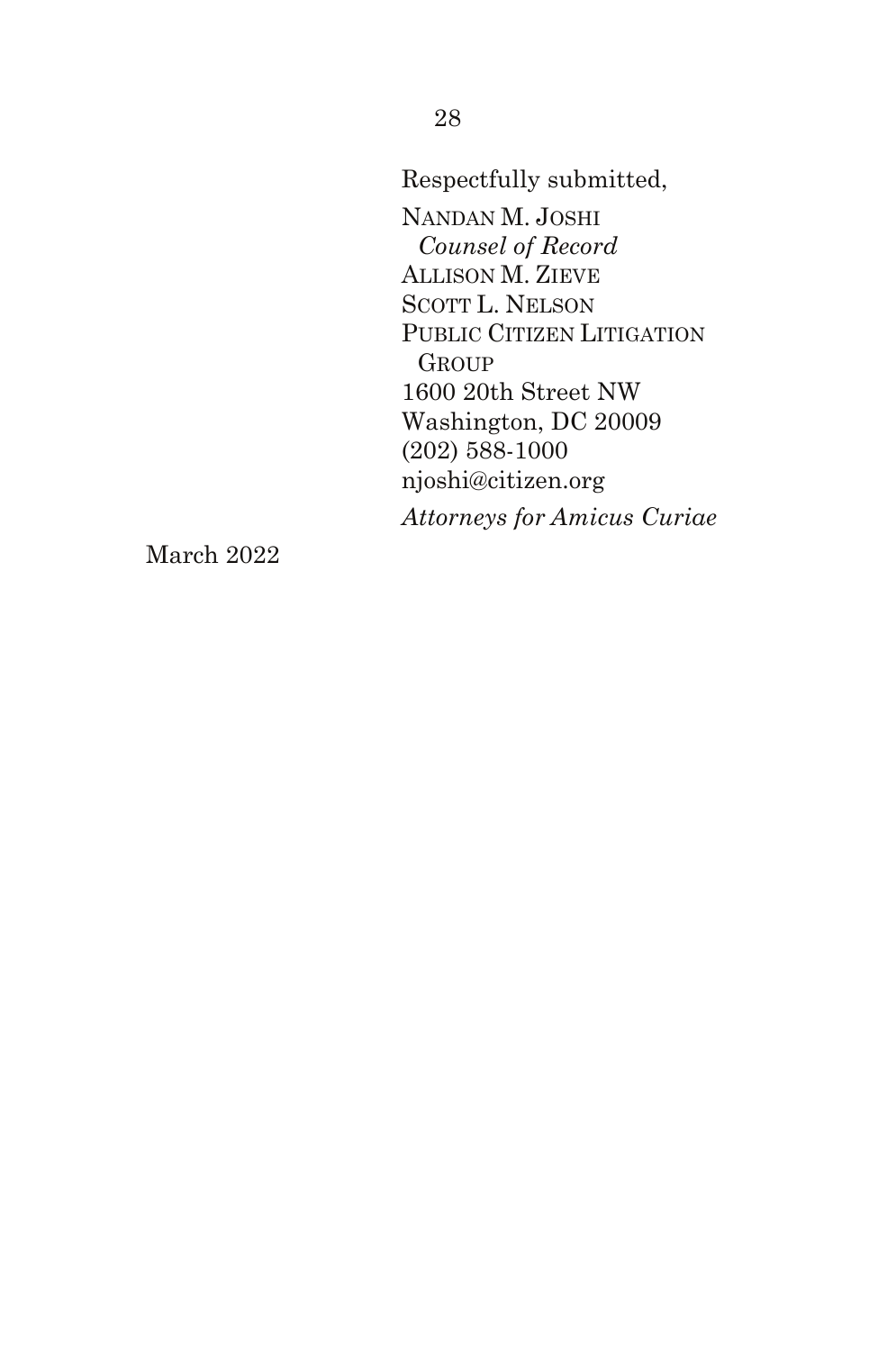Respectfully submitted,

NANDAN M. JOSHI
*Counsel of Record*
ALLISON M. ZIEVE
SCOTT L. NELSON
PUBLIC CITIZEN LITIGATION GROUP
1600 20th Street NW
Washington, DC 20009
(202) 588-1000
njoshi@citizen.org

*Attorneys for Amicus Curiae*

March 2022